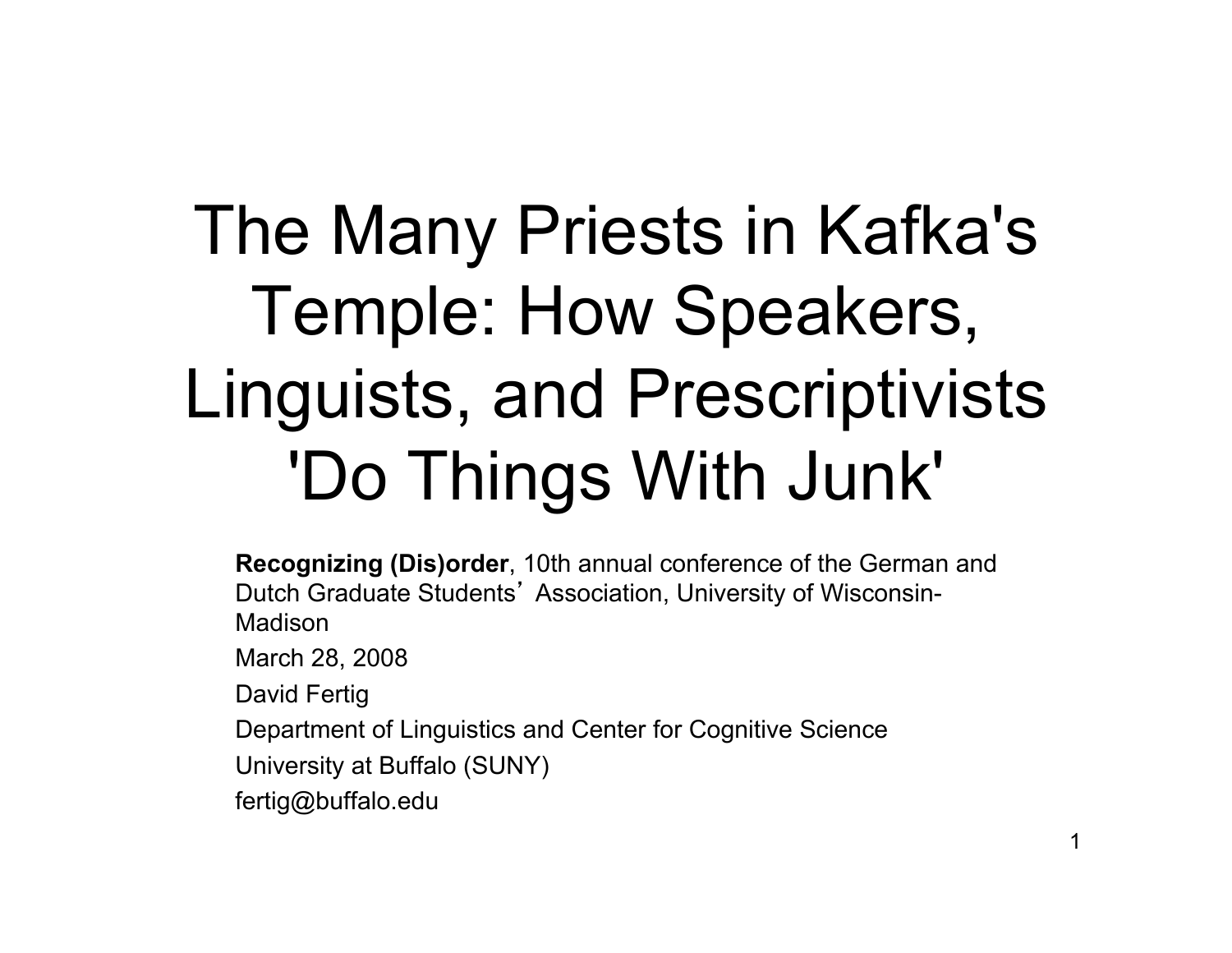# The Many Priests in Kafka's Temple: How Speakers, Linguists, and Prescriptivists 'Do Things With Junk'

**Recognizing (Dis)order**, 10th annual conference of the German and Dutch Graduate Students' Association, University of Wisconsin-Madison

March 28, 2008

David Fertig

Department of Linguistics and Center for Cognitive Science

University at Buffalo (SUNY)

fertig@buffalo.edu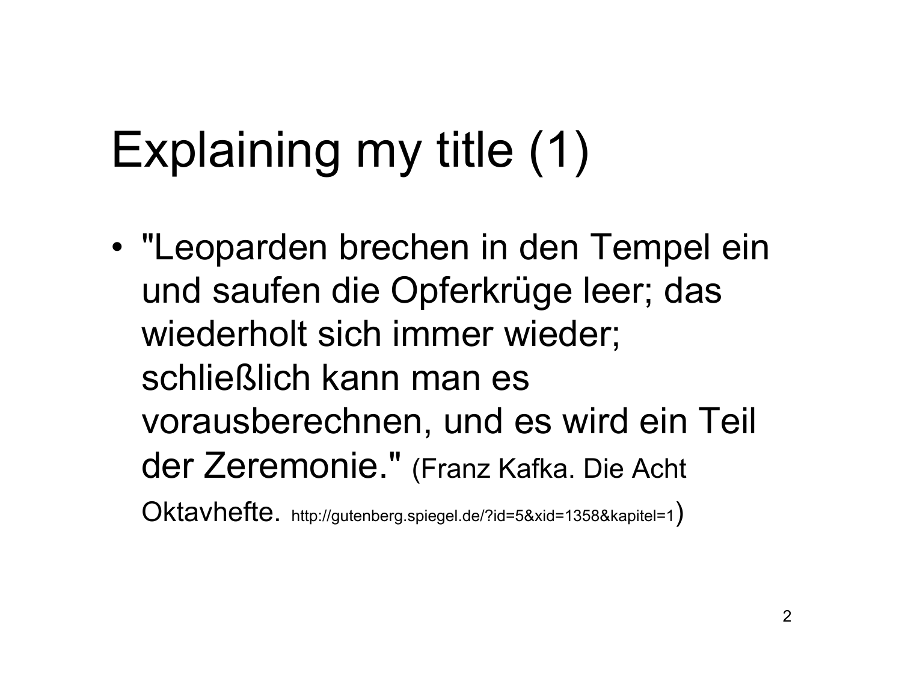# Explaining my title (1)

- "Leoparden brechen in den Tempel ein und saufen die Opferkrüge leer; das wiederholt sich immer wieder; schließlich kann man es vorausberechnen, und es wird ein Teil der Zeremonie." (Franz Kafka. Die Acht Oktavhefte. http://gutenberg.spiegel.de/?id=5&xid=1358&kapitel=1)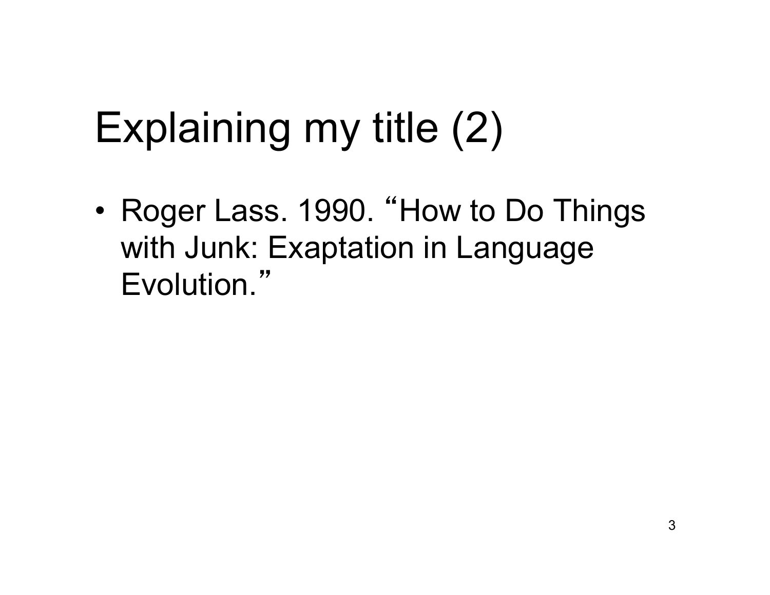# Explaining my title (2)

- Roger Lass. 1990. “How to Do Things with Junk: Exaptation in Language Evolution.”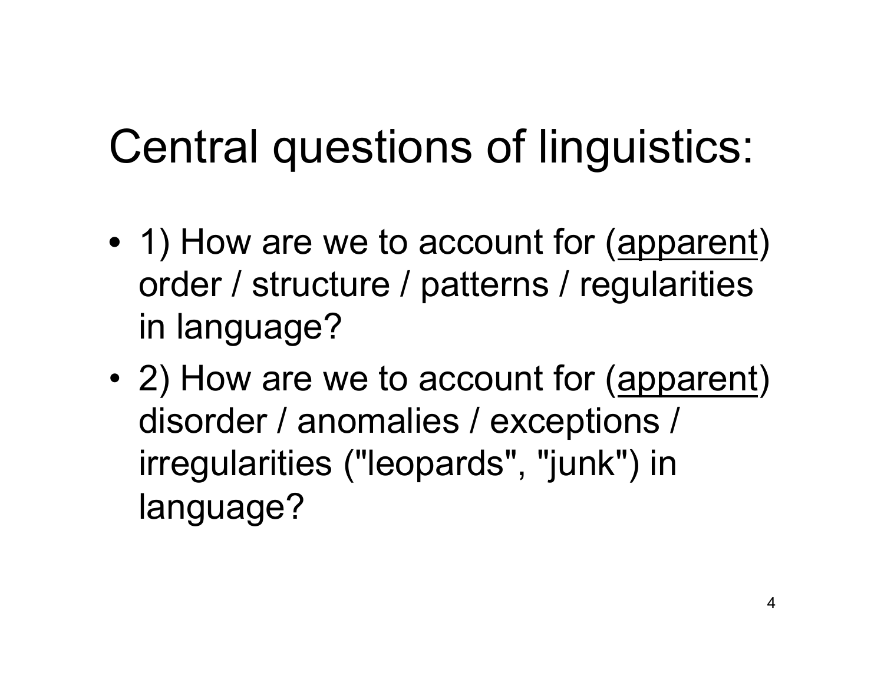# Central questions of linguistics:

- 1) How are we to account for (<u>apparent</u>) order / structure / patterns / regularities in language?
- 2) How are we to account for (<u>apparent</u>) disorder / anomalies / exceptions / irregularities ("leopards", "junk") in language?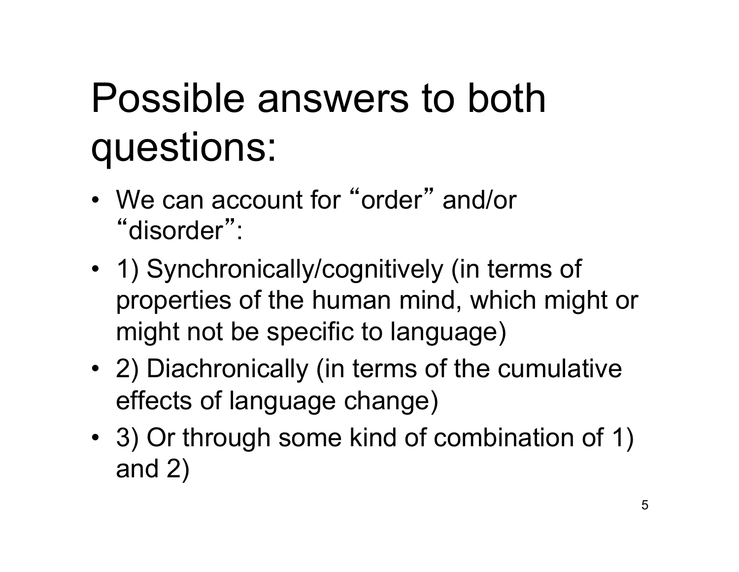# Possible answers to both questions:

- We can account for "order" and/or "disorder":
- 1) Synchronically/cognitively (in terms of properties of the human mind, which might or might not be specific to language)
- 2) Diachronically (in terms of the cumulative effects of language change)
- 3) Or through some kind of combination of 1) and 2)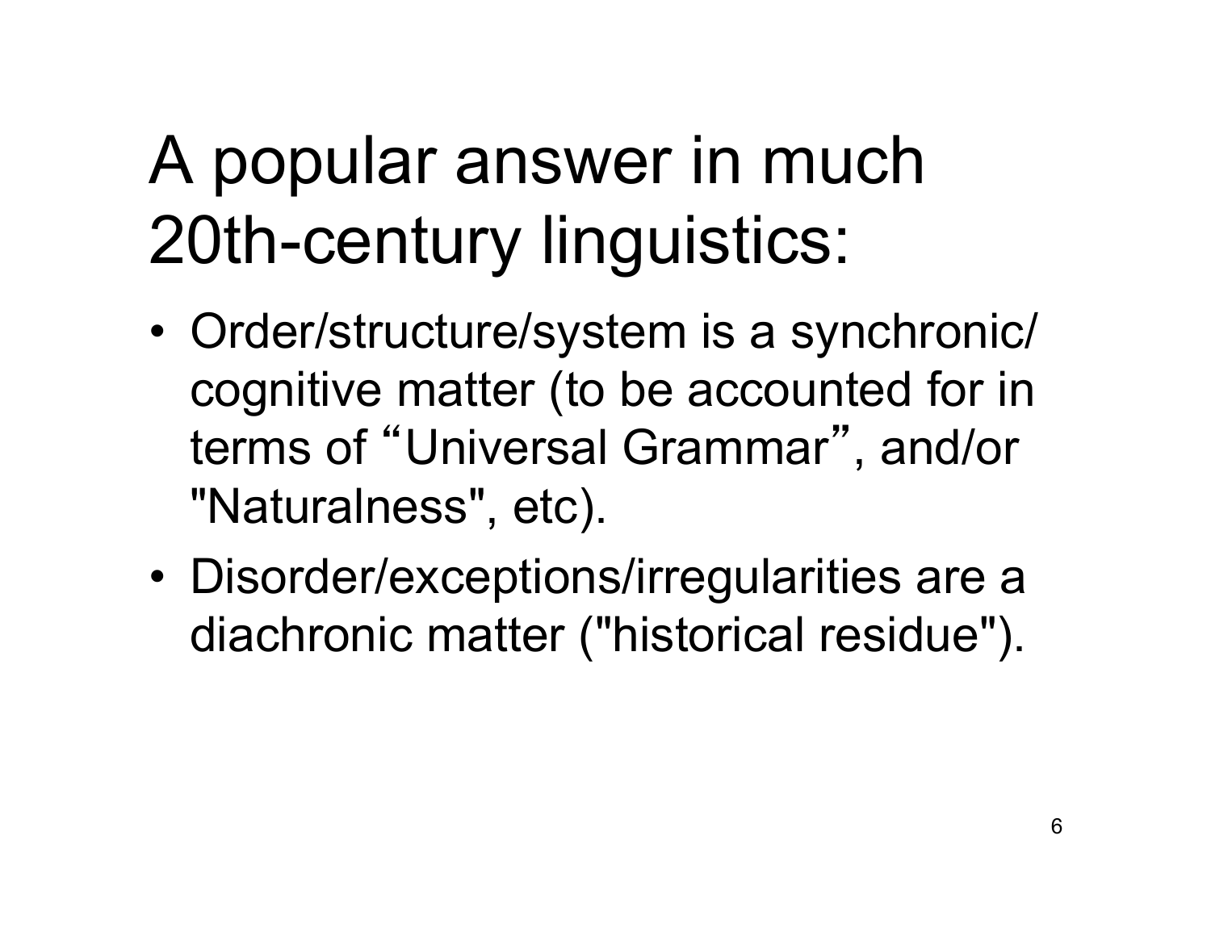# A popular answer in much 20th-century linguistics:

- Order/structure/system is a synchronic/ cognitive matter (to be accounted for in terms of “Universal Grammar”, and/or "Naturalness", etc).
- Disorder/exceptions/irregularities are a diachronic matter ("historical residue").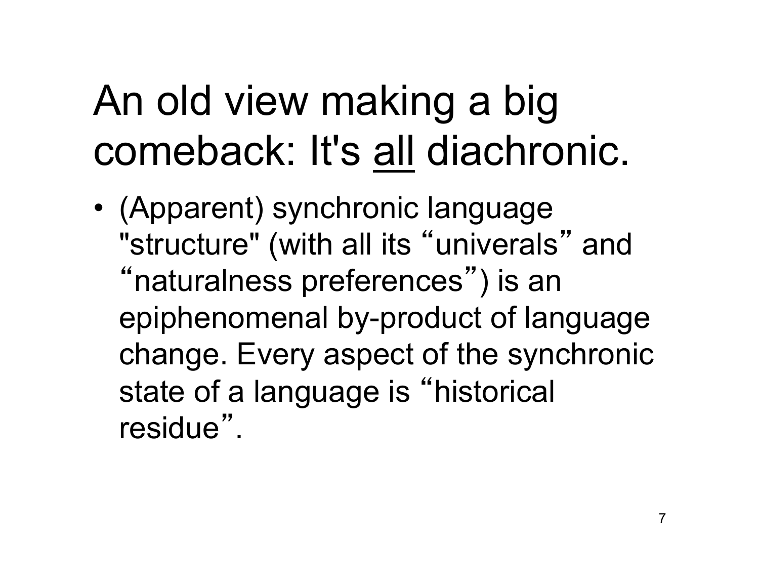# An old view making a big comeback: It's <u>all</u> diachronic.

- (Apparent) synchronic language "structure" (with all its “univerals” and “naturalness preferences”) is an epiphenomenal by-product of language change. Every aspect of the synchronic state of a language is “historical residue”.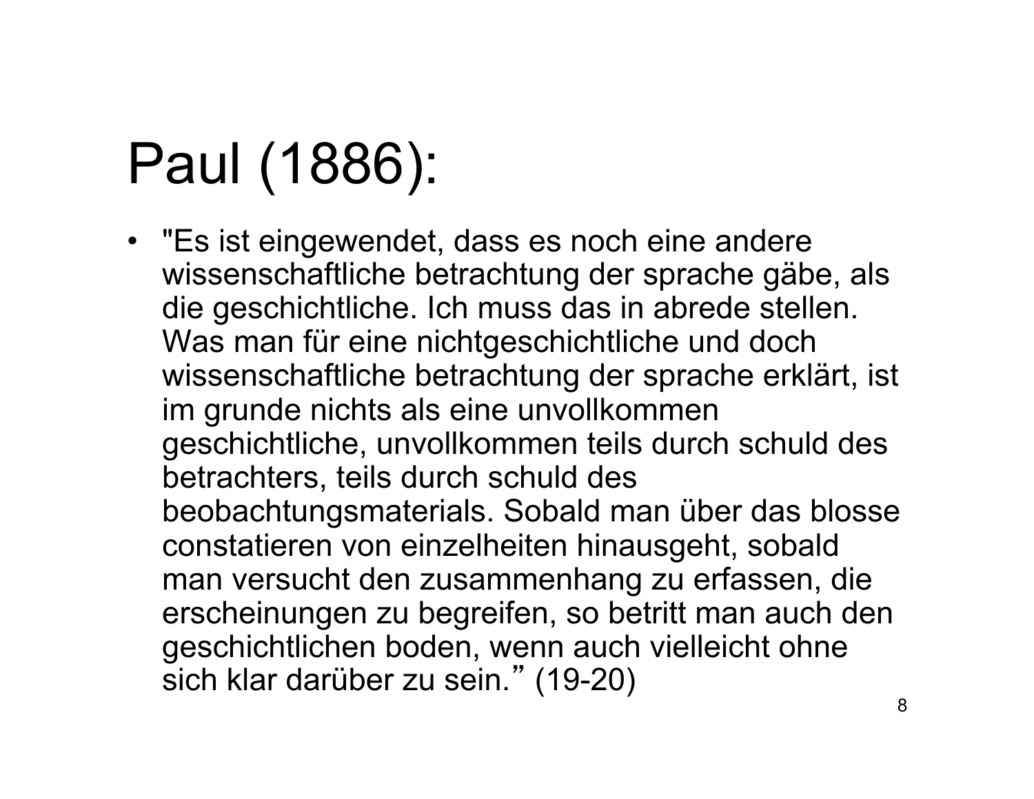# Paul (1886):

- "Es ist eingewendet, dass es noch eine andere wissenschaftliche betrachtung der sprache gäbe, als die geschichtliche. Ich muss das in abrede stellen. Was man für eine nichtgeschichtliche und doch wissenschaftliche betrachtung der sprache erklärt, ist im grunde nichts als eine unvollkommen geschichtliche, unvollkommen teils durch schuld des betrachters, teils durch schuld des beobachtungsmaterials. Sobald man über das blosse constatieren von einzelheiten hinausgeht, sobald man versucht den zusammenhang zu erfassen, die erscheinungen zu begreifen, so betritt man auch den geschichtlichen boden, wenn auch vielleicht ohne sich klar darüber zu sein." (19-20)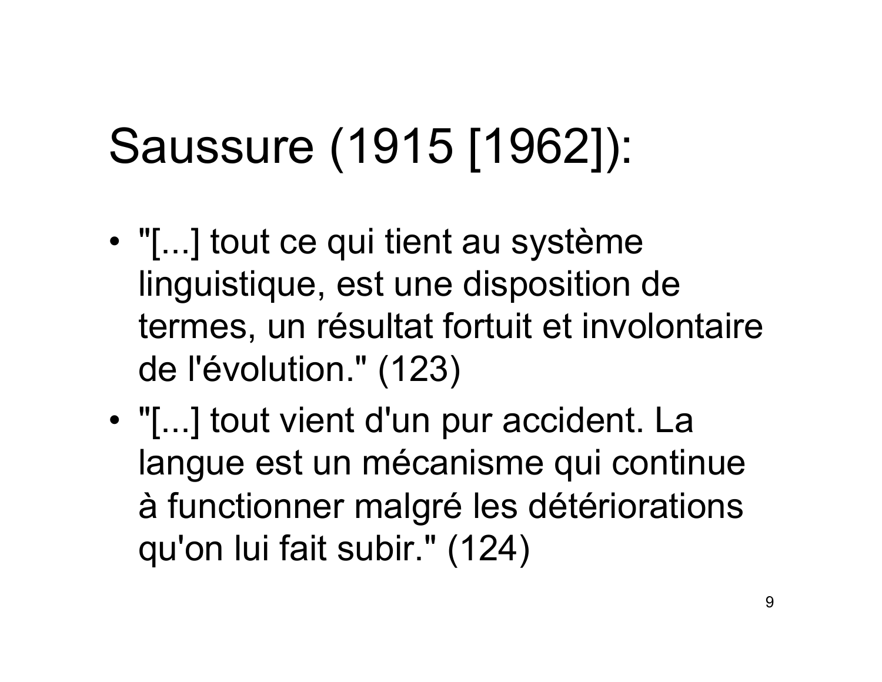# Saussure (1915 [1962]):

- "[...] tout ce qui tient au système linguistique, est une disposition de termes, un résultat fortuit et involontaire de l'évolution." (123)
- "[...] tout vient d'un pur accident. La langue est un mécanisme qui continue à functionner malgré les détériorations qu'on lui fait subir." (124)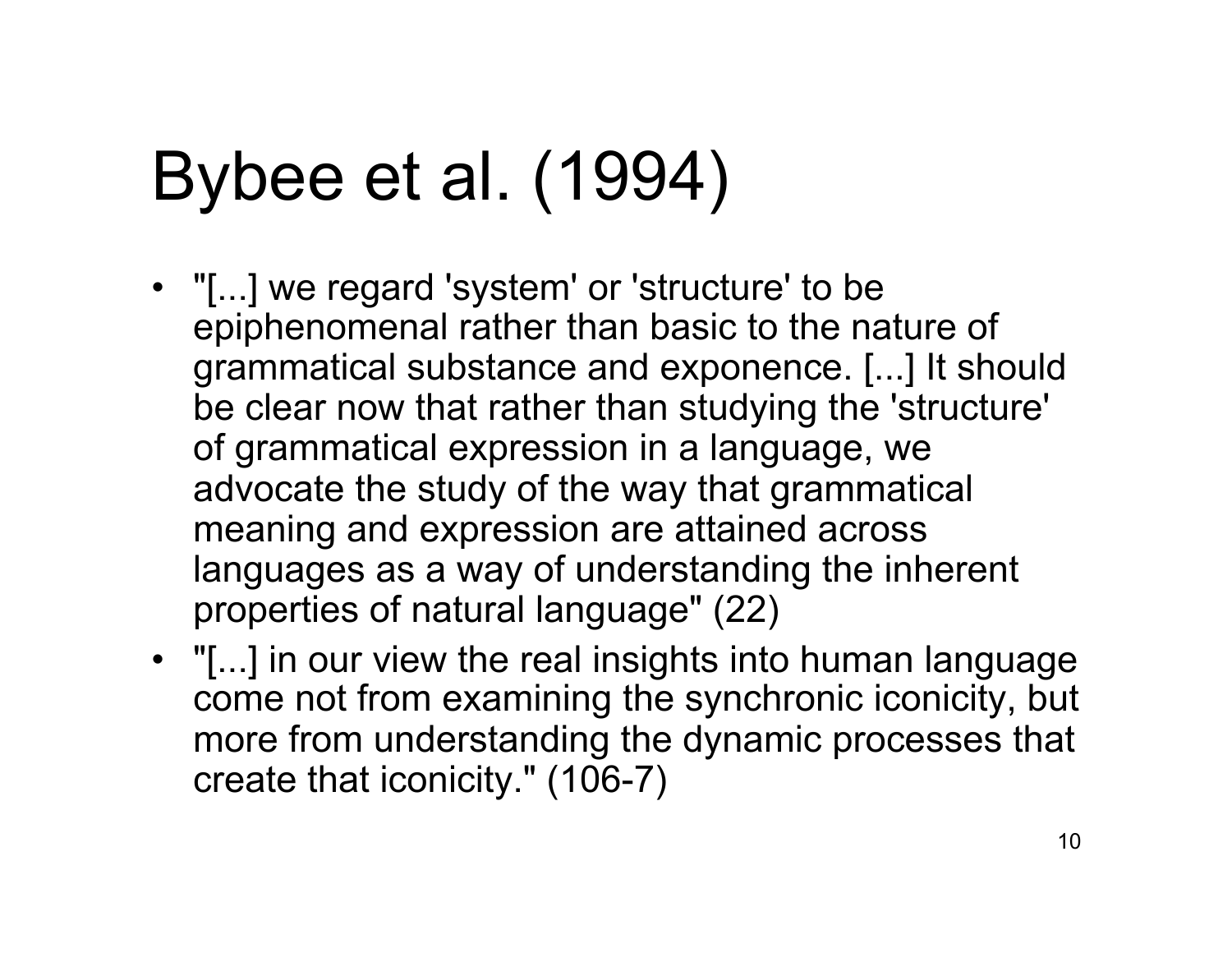# Bybee et al. (1994)

- "[...] we regard 'system' or 'structure' to be epiphenomenal rather than basic to the nature of grammatical substance and exponence. [...] It should be clear now that rather than studying the 'structure' of grammatical expression in a language, we advocate the study of the way that grammatical meaning and expression are attained across languages as a way of understanding the inherent properties of natural language" (22)
- "[...] in our view the real insights into human language come not from examining the synchronic iconicity, but more from understanding the dynamic processes that create that iconicity." (106-7)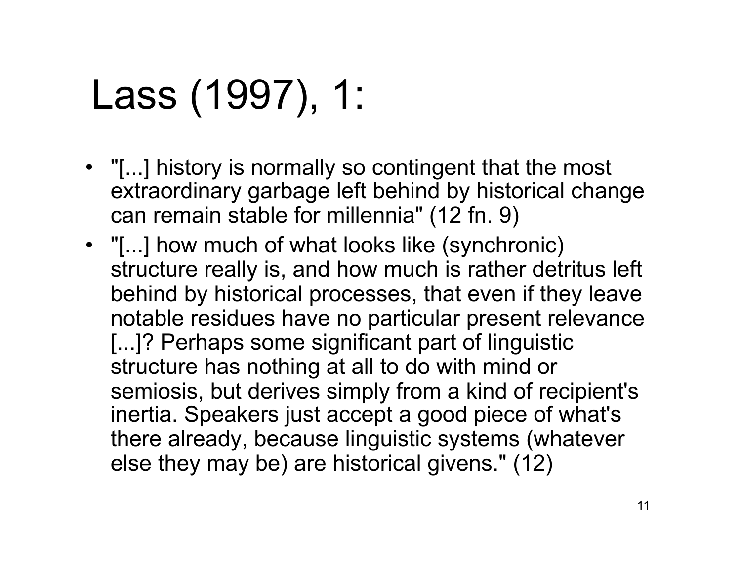# Lass (1997), 1:

- "[...] history is normally so contingent that the most extraordinary garbage left behind by historical change can remain stable for millennia" (12 fn. 9)
- "[...] how much of what looks like (synchronic) structure really is, and how much is rather detritus left behind by historical processes, that even if they leave notable residues have no particular present relevance [...]? Perhaps some significant part of linguistic structure has nothing at all to do with mind or semiosis, but derives simply from a kind of recipient's inertia. Speakers just accept a good piece of what's there already, because linguistic systems (whatever else they may be) are historical givens." (12)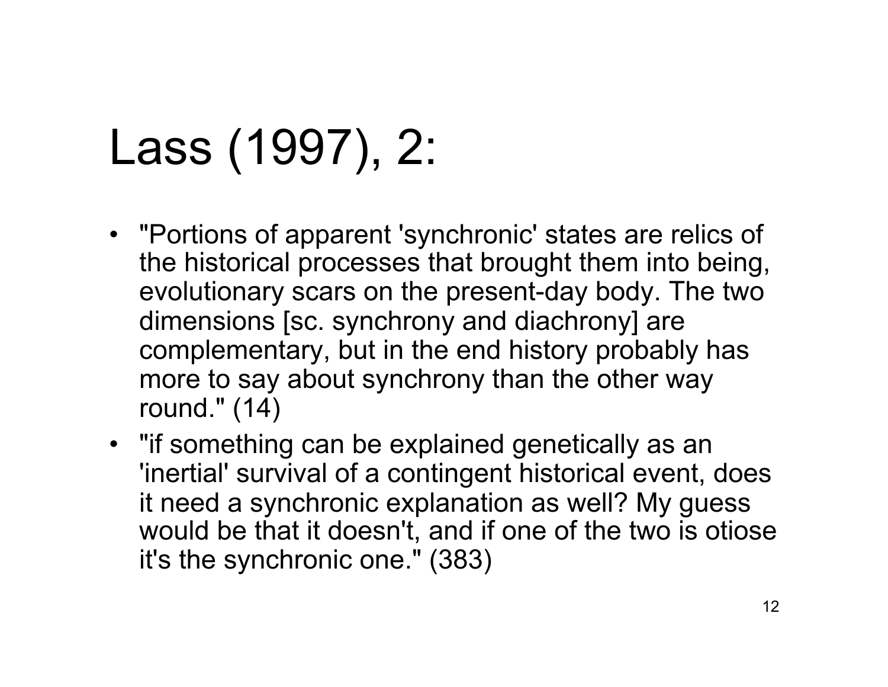# Lass (1997), 2:

- "Portions of apparent 'synchronic' states are relics of the historical processes that brought them into being, evolutionary scars on the present-day body. The two dimensions [sc. synchrony and diachrony] are complementary, but in the end history probably has more to say about synchrony than the other way round." (14)
- "if something can be explained genetically as an 'inertial' survival of a contingent historical event, does it need a synchronic explanation as well? My guess would be that it doesn't, and if one of the two is otiose it's the synchronic one." (383)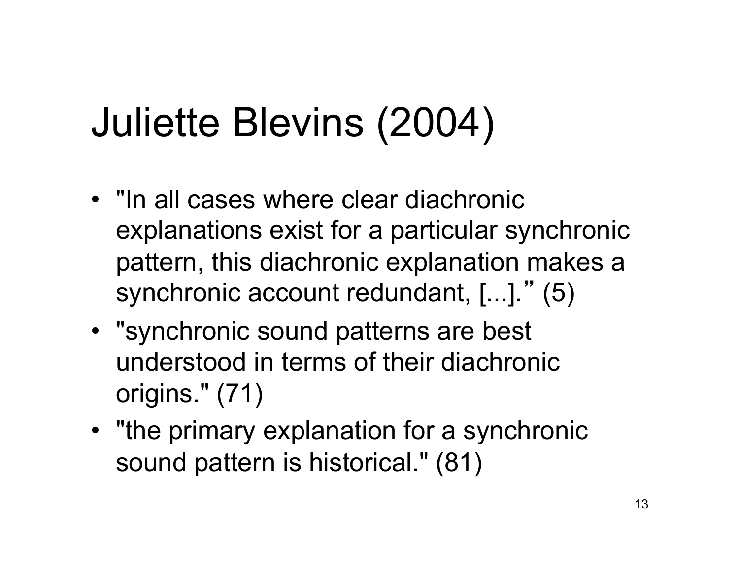# Juliette Blevins (2004)

- "In all cases where clear diachronic explanations exist for a particular synchronic pattern, this diachronic explanation makes a synchronic account redundant, [...]." (5)
- "synchronic sound patterns are best understood in terms of their diachronic origins." (71)
- "the primary explanation for a synchronic sound pattern is historical." (81)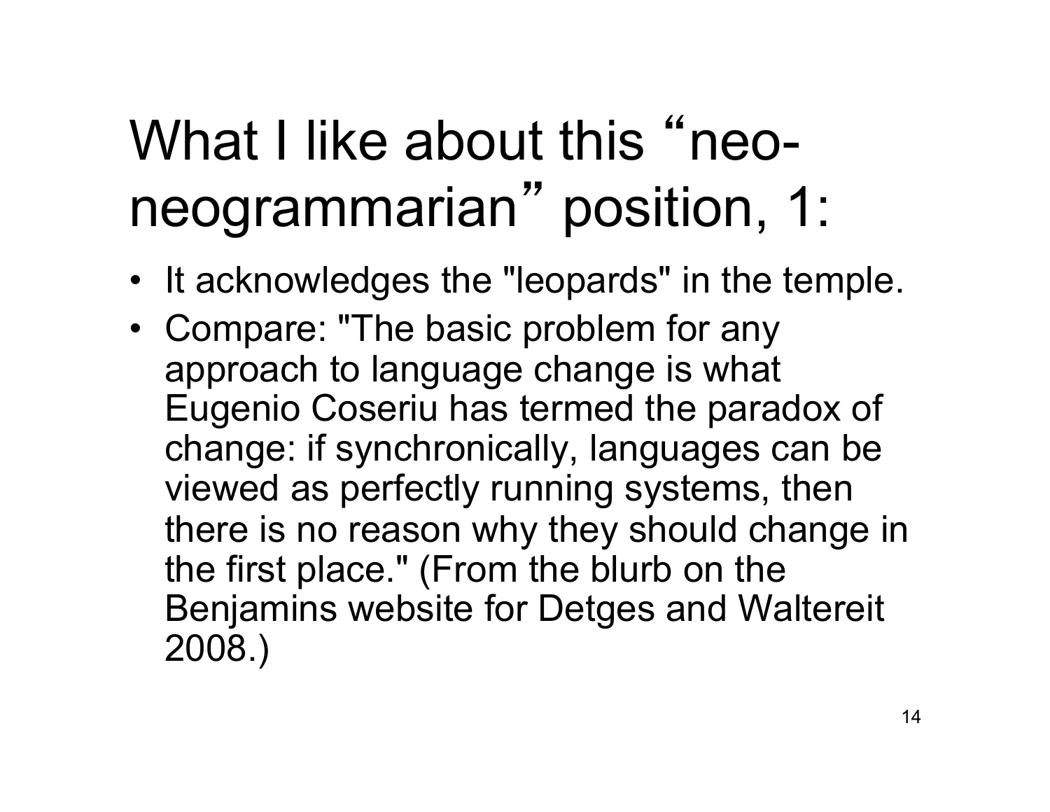# What I like about this "neo-neogrammarian" position, 1:

- It acknowledges the "leopards" in the temple.
- Compare: "The basic problem for any approach to language change is what Eugenio Coseriu has termed the paradox of change: if synchronically, languages can be viewed as perfectly running systems, then there is no reason why they should change in the first place." (From the blurb on the Benjamins website for Detges and Waltereit 2008.)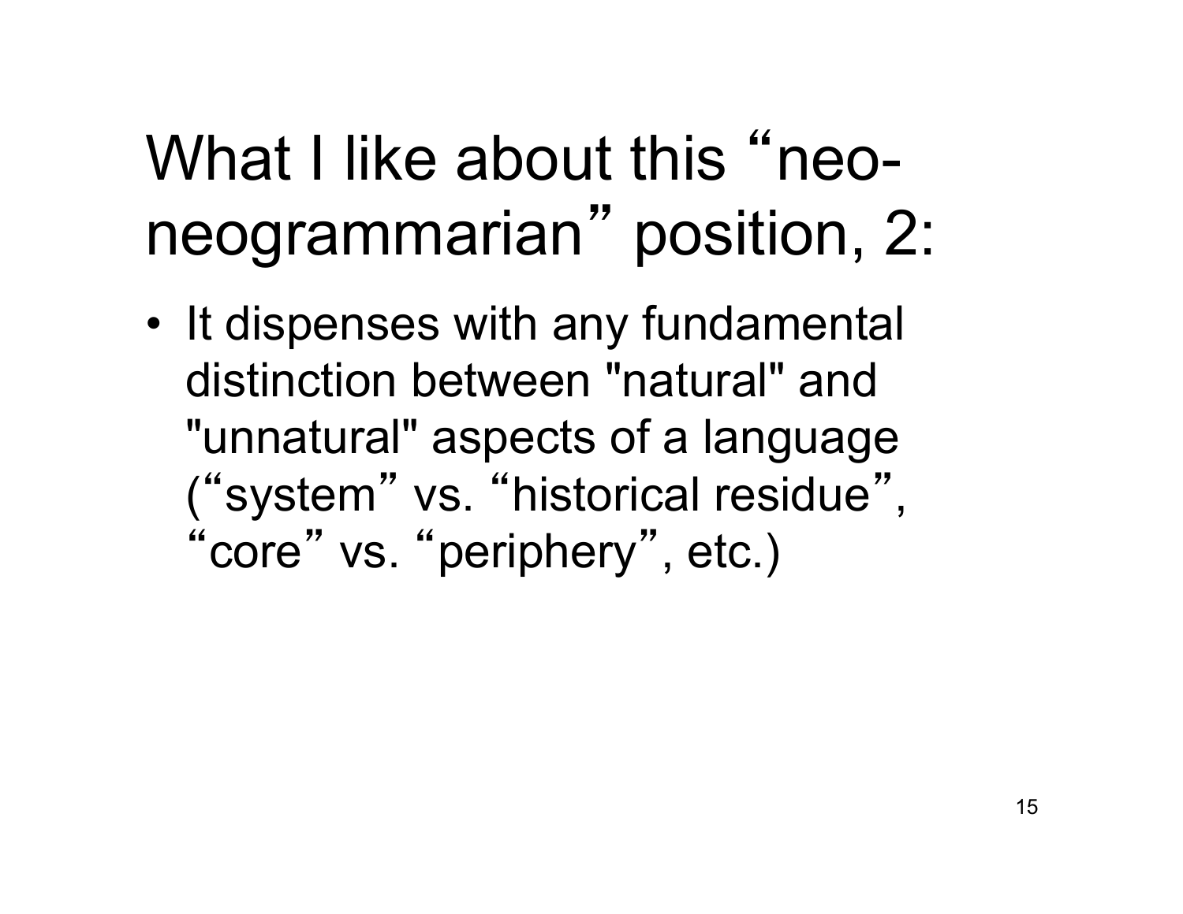# What I like about this “neo-neogrammarian” position, 2:

- It dispenses with any fundamental distinction between "natural" and "unnatural" aspects of a language (“system” vs. “historical residue”, “core” vs. “periphery”, etc.)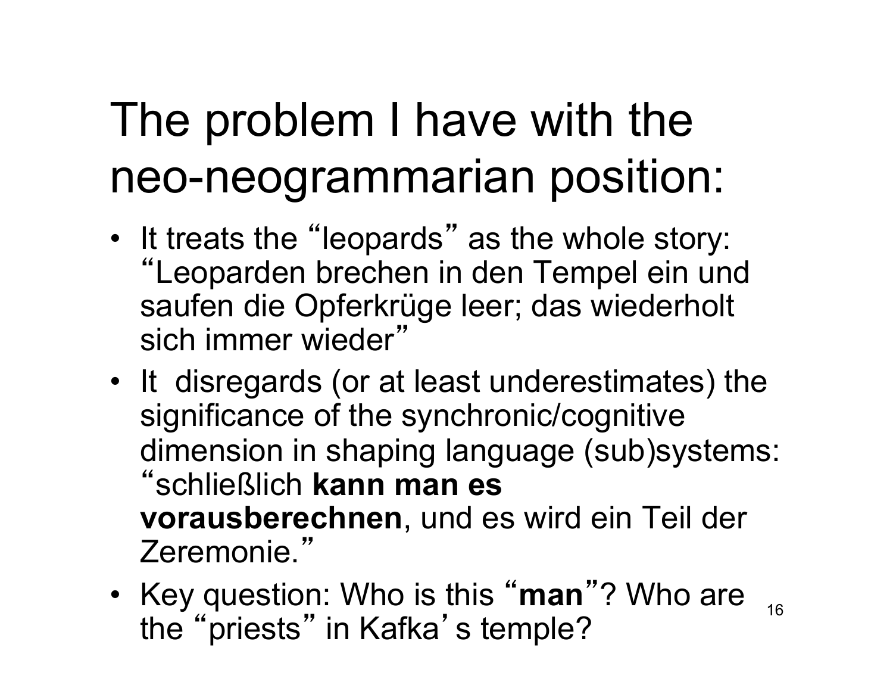# The problem I have with the neo-neogrammarian position:

- It treats the “leopards” as the whole story: “Leoparden brechen in den Tempel ein und saufen die Opferkrüge leer; das wiederholt sich immer wieder”
- It disregards (or at least underestimates) the significance of the synchronic/cognitive dimension in shaping language (sub)systems: “schließlich **kann man es vorausberechnen**, und es wird ein Teil der Zeremonie.”
- Key question: Who is this “**man**”? Who are the “priests” in Kafka’s temple?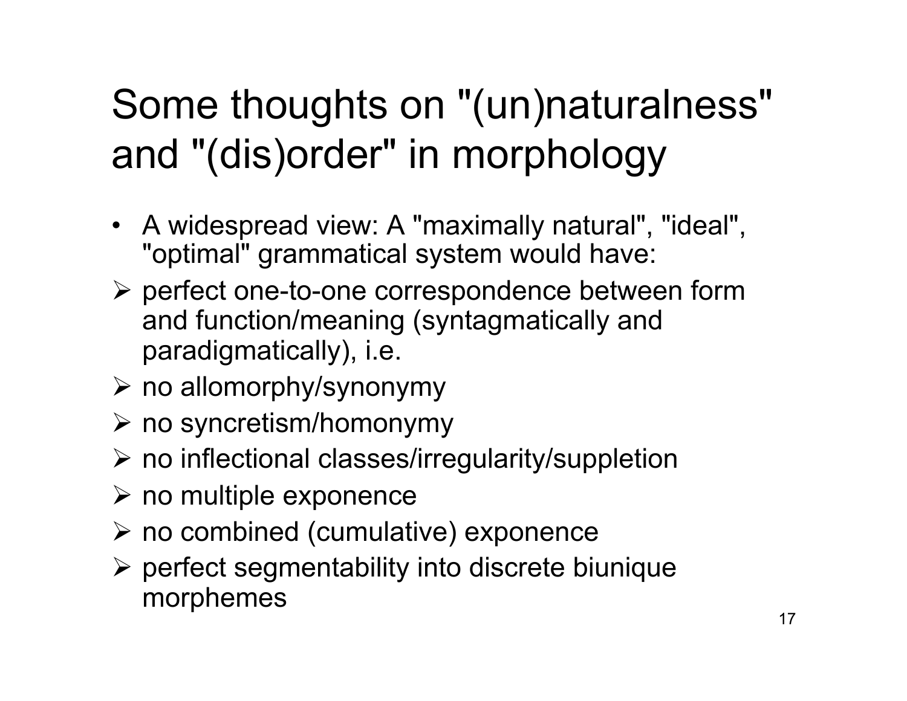# Some thoughts on "(un)naturalness" and "(dis)order" in morphology

- A widespread view: A "maximally natural", "ideal", "optimal" grammatical system would have:
  - perfect one-to-one correspondence between form and function/meaning (syntagmatically and paradigmatically), i.e.
  - no allomorphy/synonymy
  - no syncretism/homonymy
  - no inflectional classes/irregularity/suppletion
  - no multiple exponence
  - no combined (cumulative) exponence
  - perfect segmentability into discrete biunique morphemes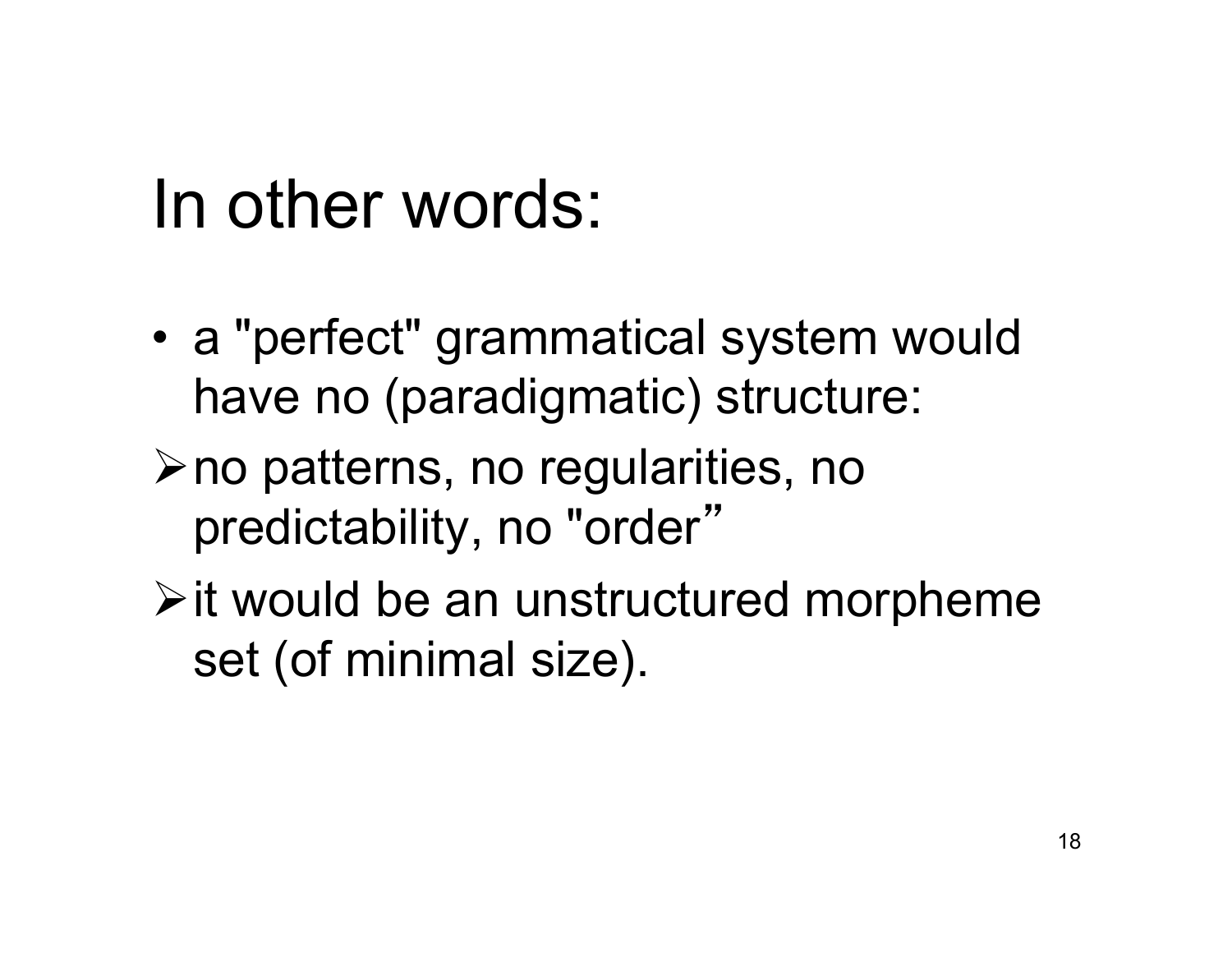# In other words:

- a "perfect" grammatical system would have no (paradigmatic) structure:
  - no patterns, no regularities, no predictability, no "order"
  - it would be an unstructured morpheme set (of minimal size).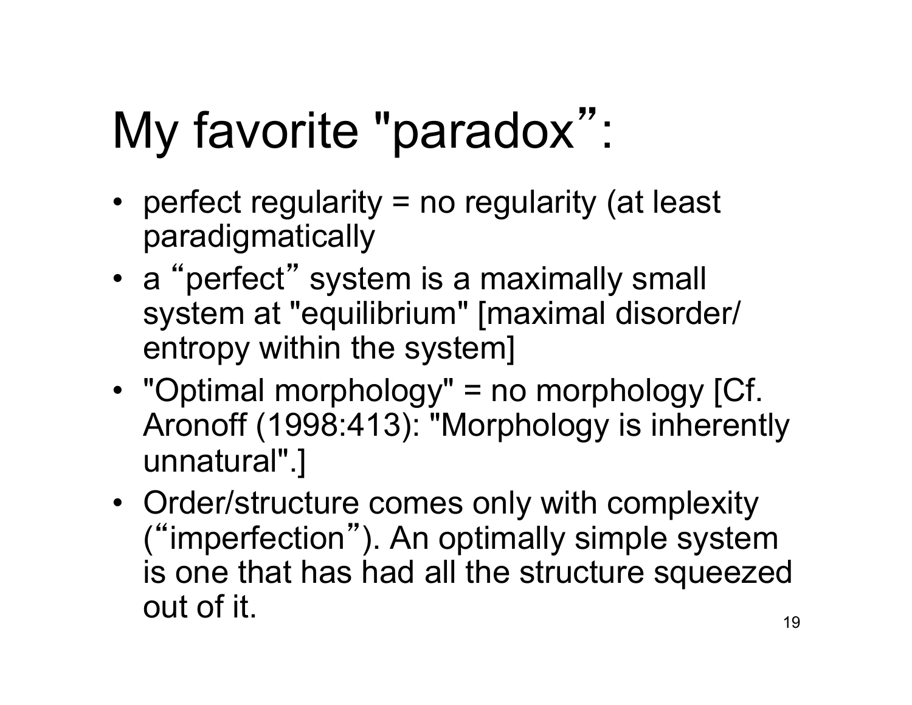# My favorite "paradox":

- perfect regularity = no regularity (at least paradigmatically
- a “perfect” system is a maximally small system at "equilibrium" [maximal disorder/ entropy within the system]
- "Optimal morphology" = no morphology [Cf. Aronoff (1998:413): "Morphology is inherently unnatural".]
- Order/structure comes only with complexity (“imperfection”). An optimally simple system is one that has had all the structure squeezed out of it.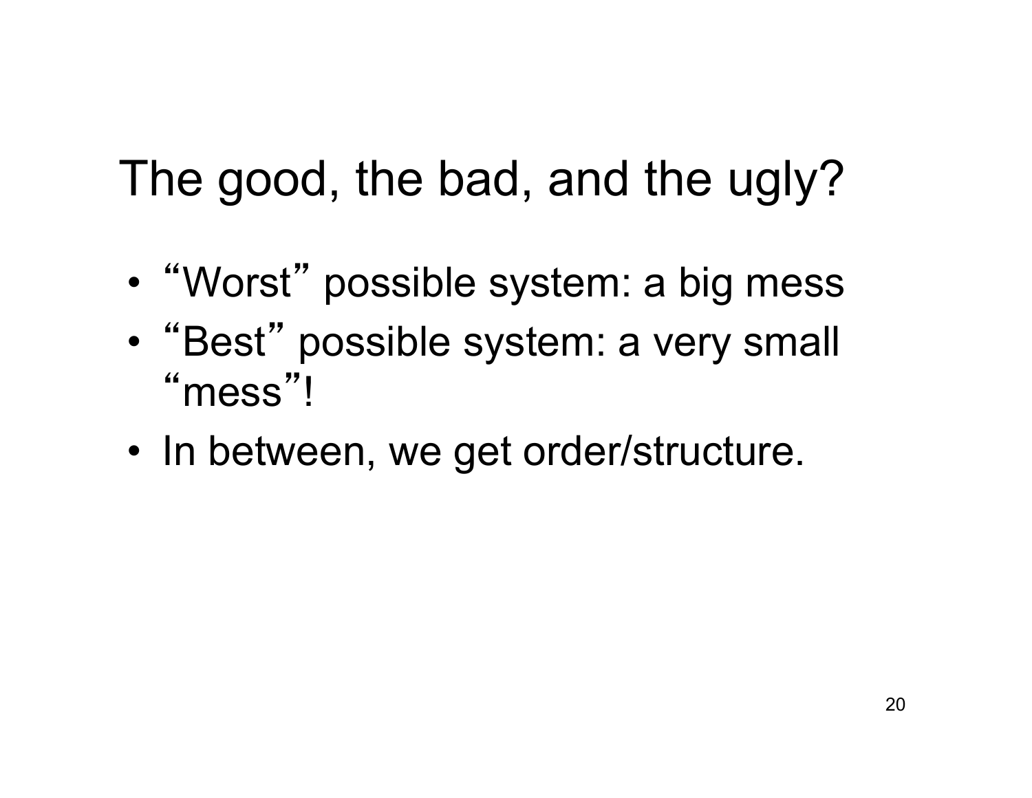# The good, the bad, and the ugly?

- "Worst" possible system: a big mess
- "Best" possible system: a very small "mess"!
- In between, we get order/structure.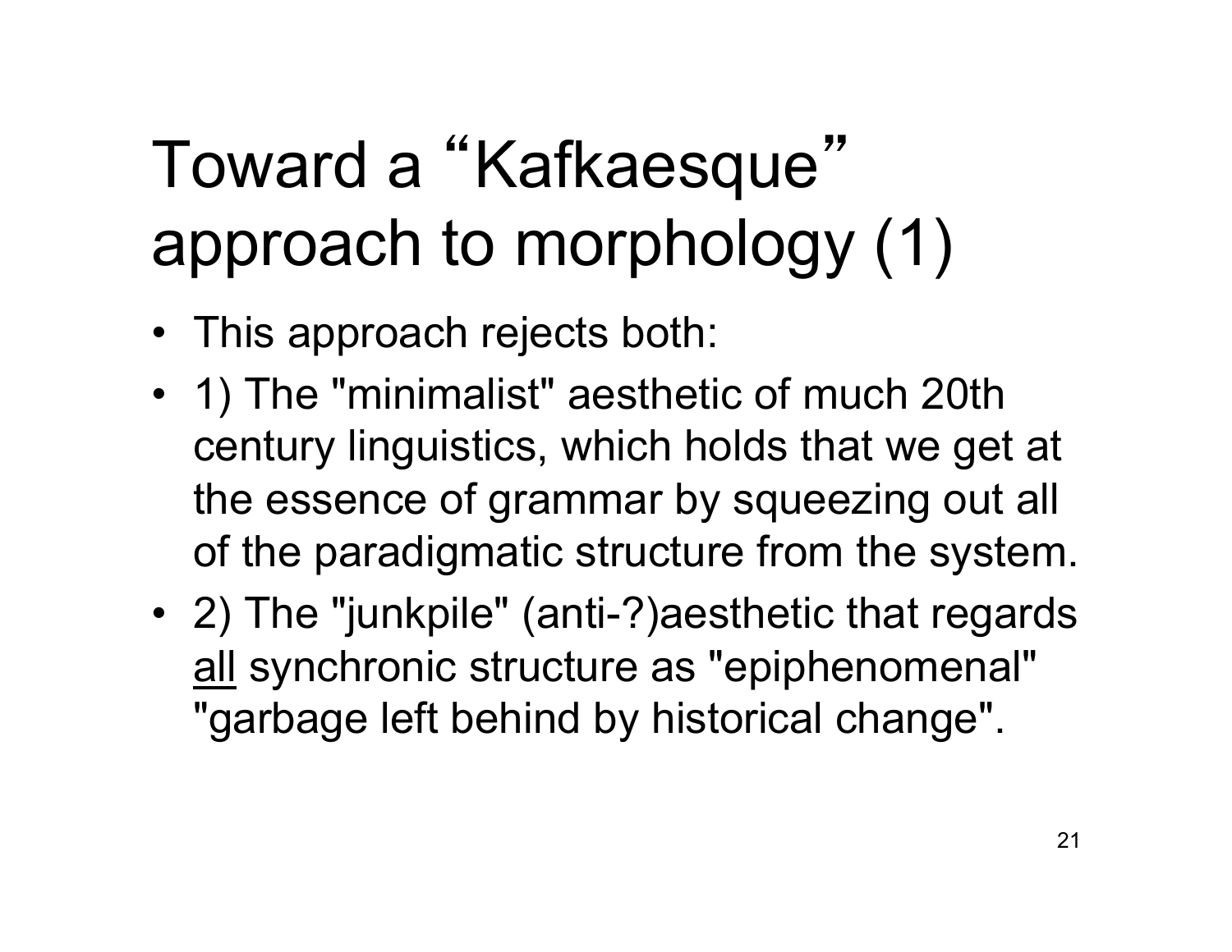# Toward a "Kafkaesque" approach to morphology (1)

- This approach rejects both:
- 1) The "minimalist" aesthetic of much 20th century linguistics, which holds that we get at the essence of grammar by squeezing out all of the paradigmatic structure from the system.
- 2) The "junkpile" (anti-?)aesthetic that regards <u>all</u> synchronic structure as "epiphenomenal" "garbage left behind by historical change".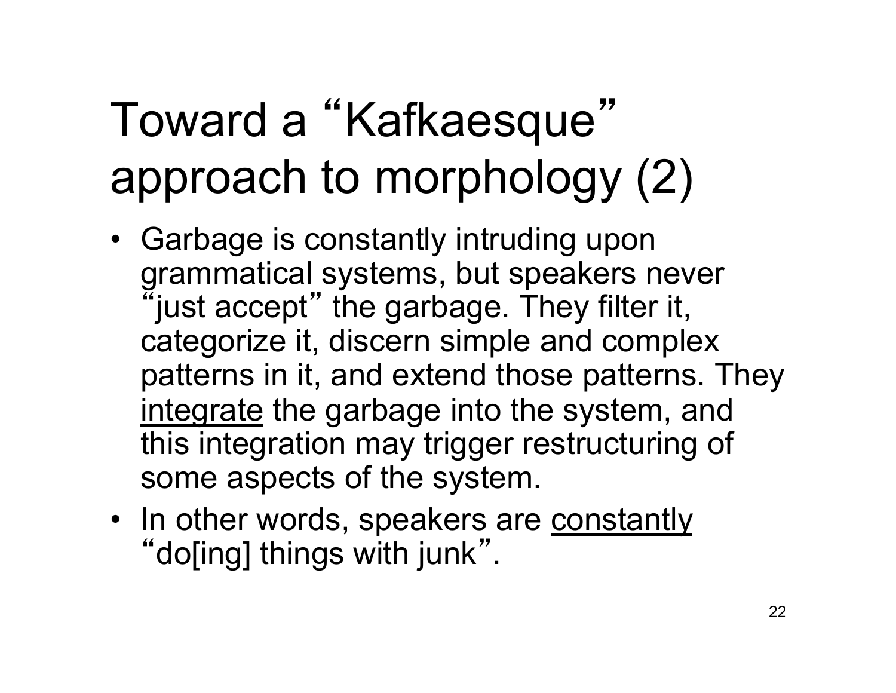# Toward a "Kafkaesque" approach to morphology (2)

- Garbage is constantly intruding upon grammatical systems, but speakers never "just accept" the garbage. They filter it, categorize it, discern simple and complex patterns in it, and extend those patterns. They <u>integrate</u> the garbage into the system, and this integration may trigger restructuring of some aspects of the system.
- In other words, speakers are <u>constantly</u> "do[ing] things with junk".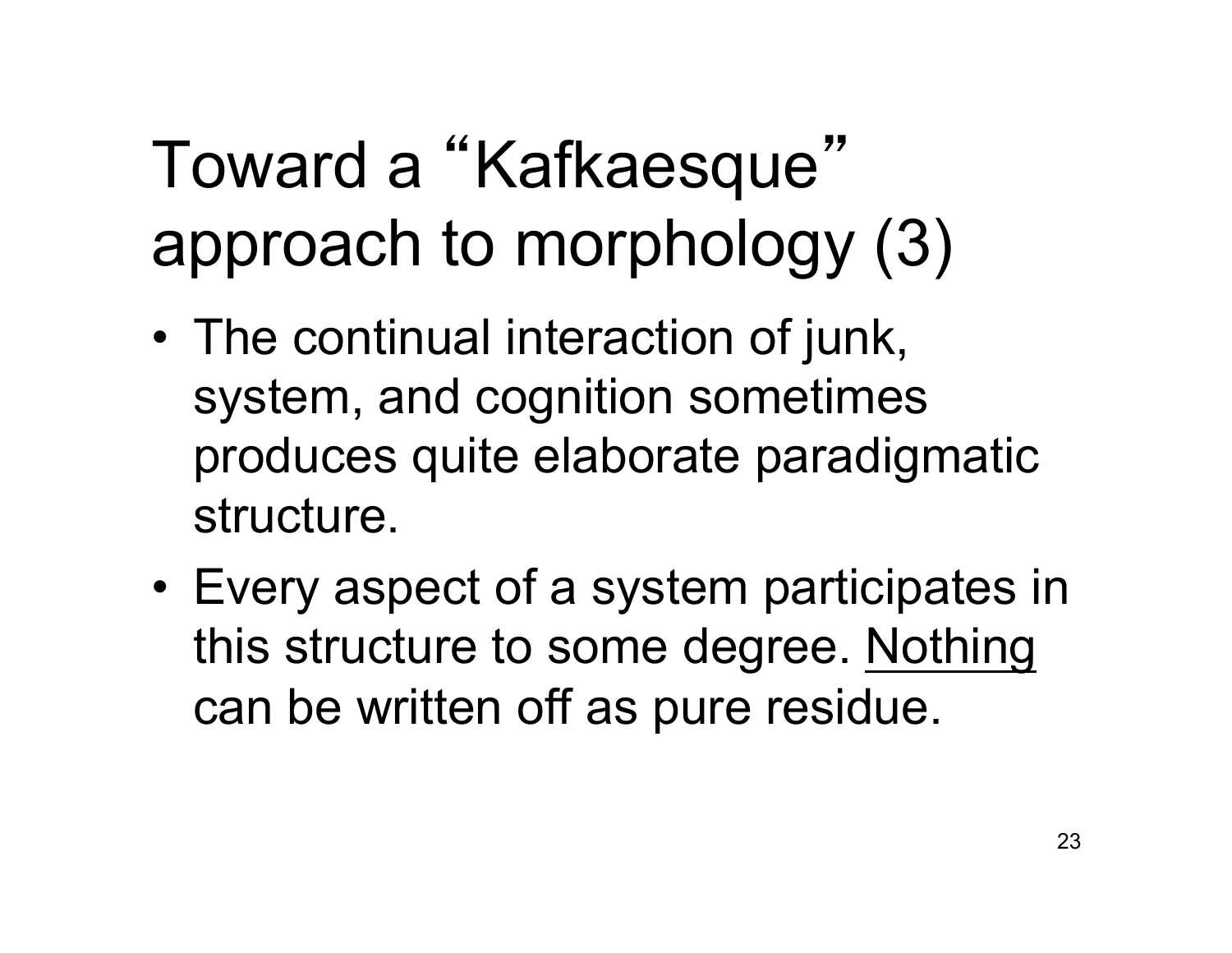# Toward a "Kafkaesque" approach to morphology (3)

- The continual interaction of junk, system, and cognition sometimes produces quite elaborate paradigmatic structure.
- Every aspect of a system participates in this structure to some degree. <u>Nothing</u> can be written off as pure residue.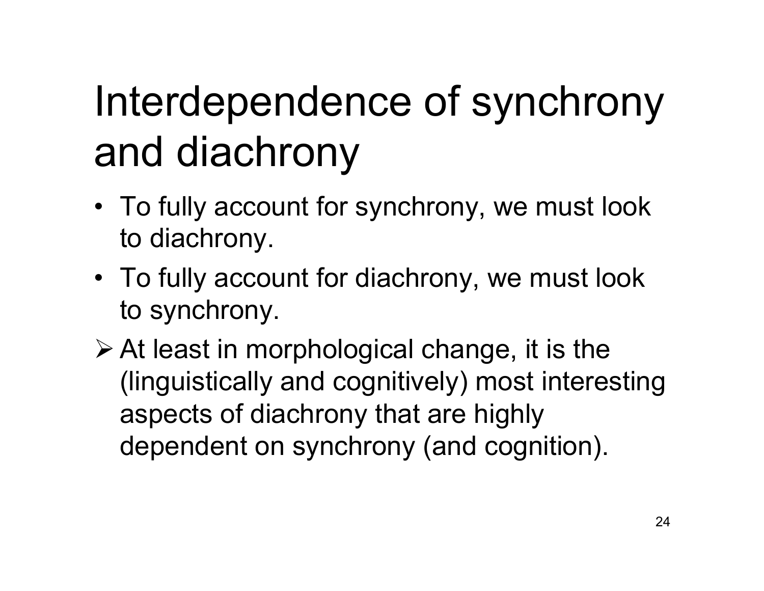# Interdependence of synchrony and diachrony

- To fully account for synchrony, we must look to diachrony.
- To fully account for diachrony, we must look to synchrony.

➢ At least in morphological change, it is the (linguistically and cognitively) most interesting aspects of diachrony that are highly dependent on synchrony (and cognition).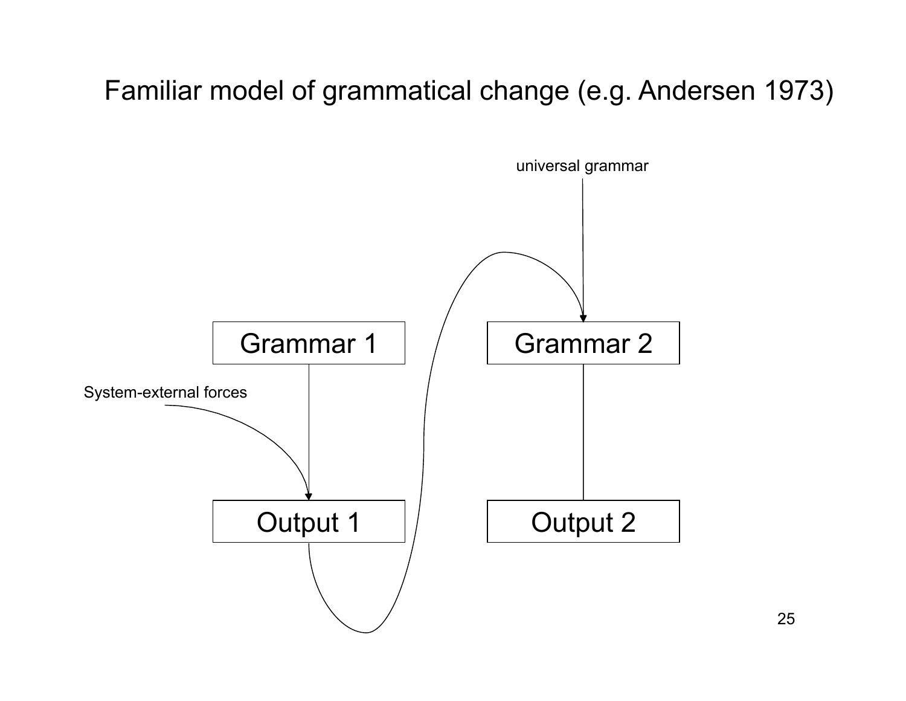# Familiar model of grammatical change (e.g. Andersen 1973)

universal grammar

Grammar 1

Grammar 2

System-external forces

Output 1

Output 2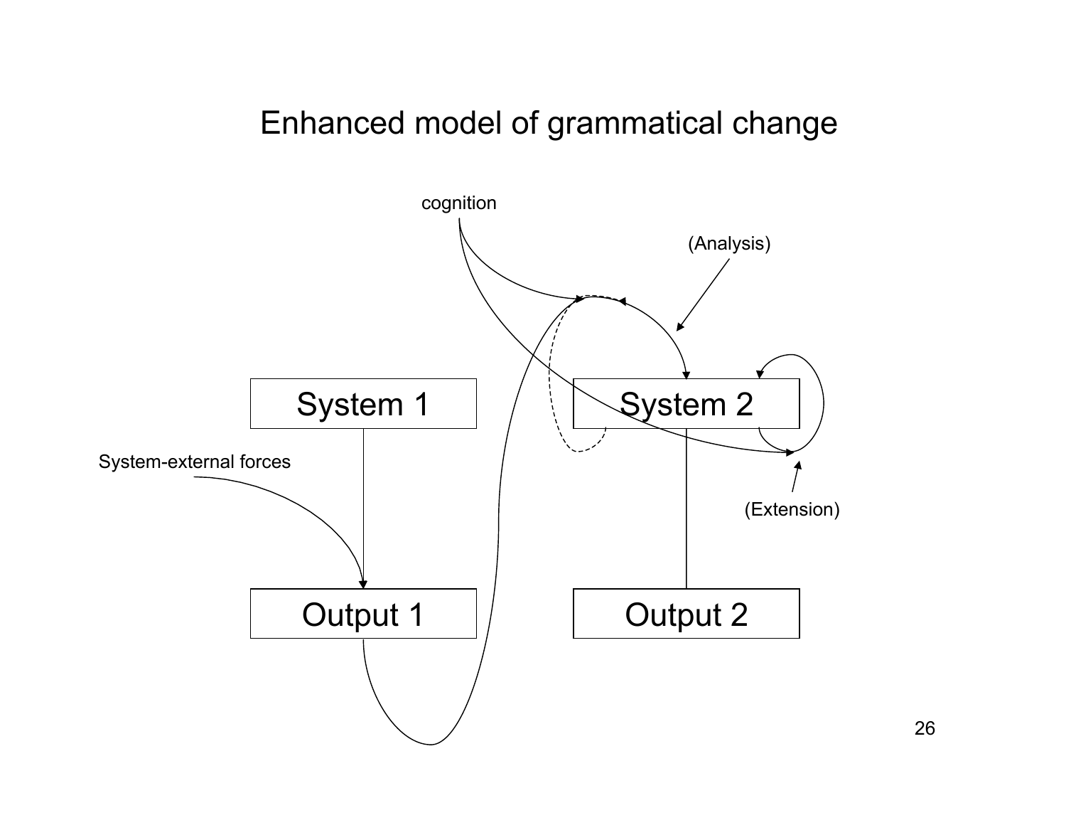# Enhanced model of grammatical change

cognition

(Analysis)

System 1

System 2

System-external forces

(Extension)

Output 1

Output 2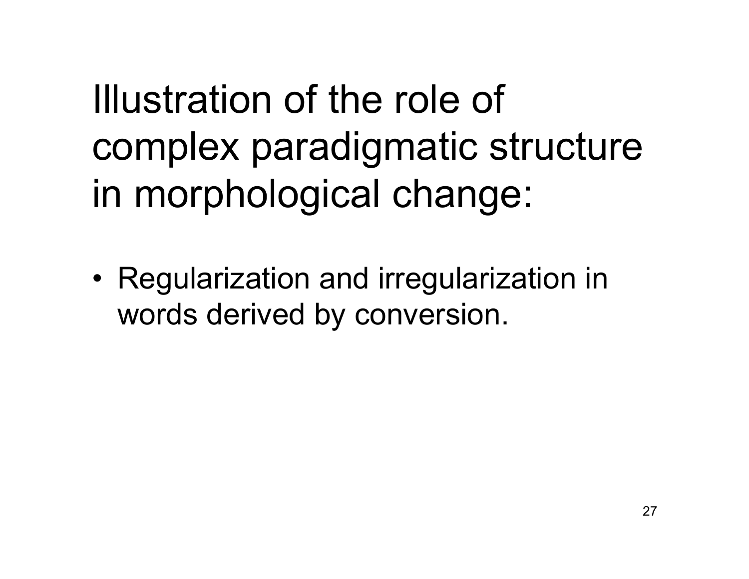# Illustration of the role of complex paradigmatic structure in morphological change:

- Regularization and irregularization in words derived by conversion.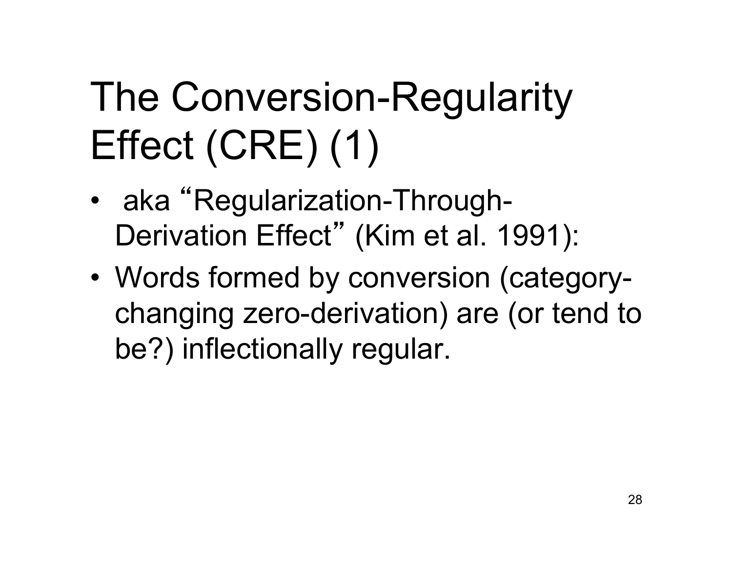# The Conversion-Regularity Effect (CRE) (1)

- aka "Regularization-Through-Derivation Effect" (Kim et al. 1991):
- Words formed by conversion (category-changing zero-derivation) are (or tend to be?) inflectionally regular.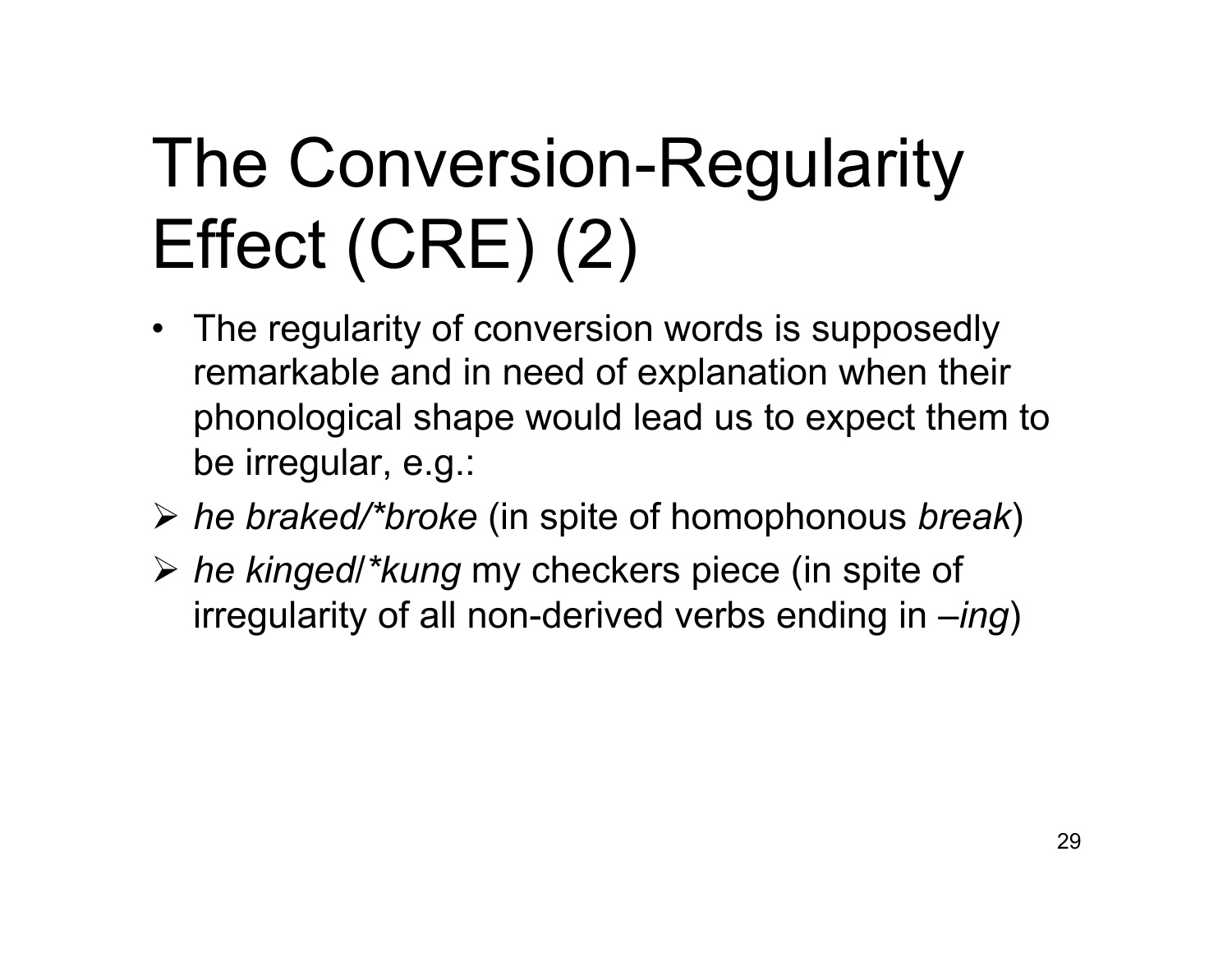# The Conversion-Regularity Effect (CRE) (2)

- The regularity of conversion words is supposedly remarkable and in need of explanation when their phonological shape would lead us to expect them to be irregular, e.g.:

- *he braked/*broke* (in spite of homophonous *break*)
- *he kinged/*kung* my checkers piece (in spite of irregularity of all non-derived verbs ending in –*ing*)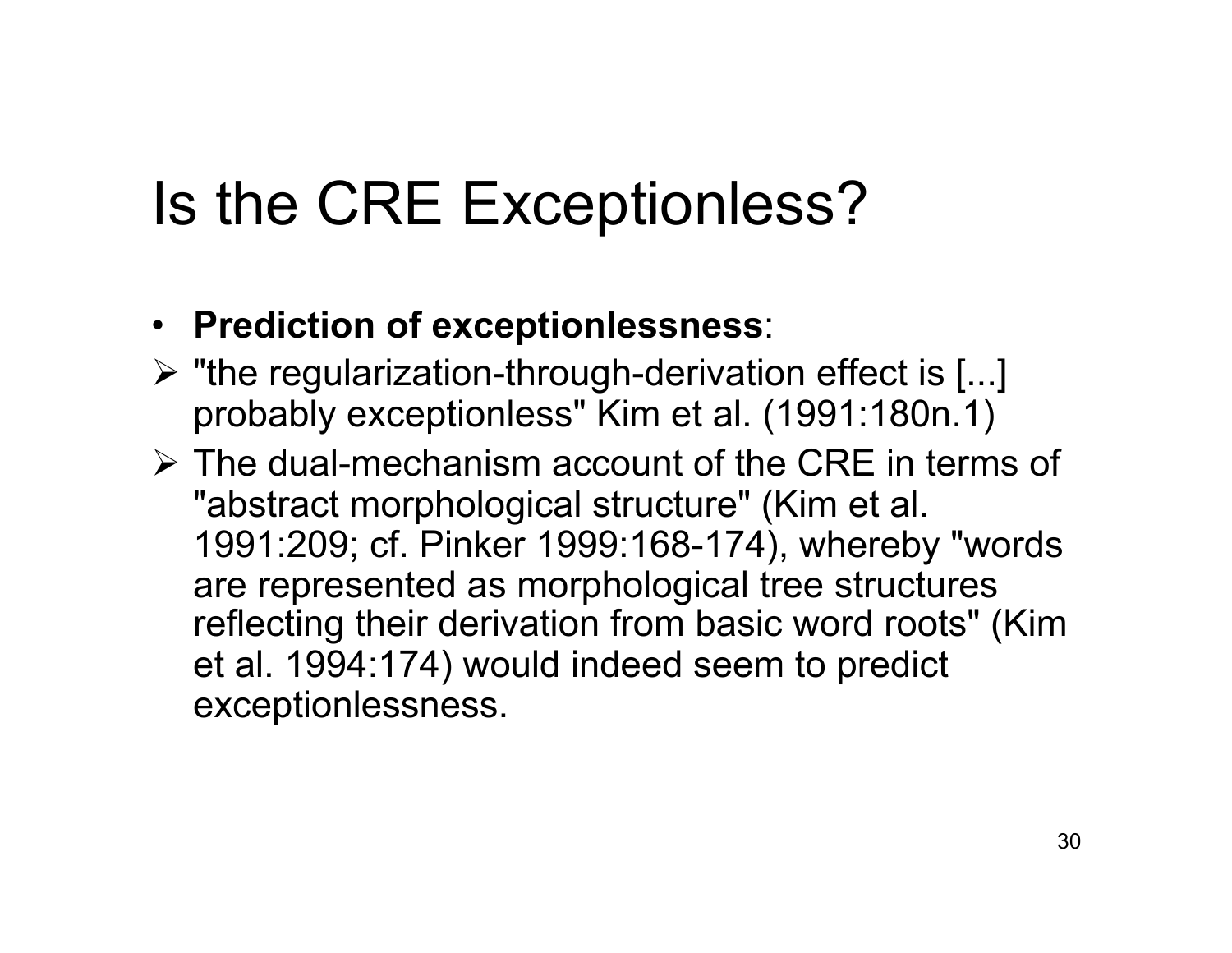# Is the CRE Exceptionless?

- **Prediction of exceptionlessness**:
  - "the regularization-through-derivation effect is [...] probably exceptionless" Kim et al. (1991:180n.1)
  - The dual-mechanism account of the CRE in terms of "abstract morphological structure" (Kim et al. 1991:209; cf. Pinker 1999:168-174), whereby "words are represented as morphological tree structures reflecting their derivation from basic word roots" (Kim et al. 1994:174) would indeed seem to predict exceptionlessness.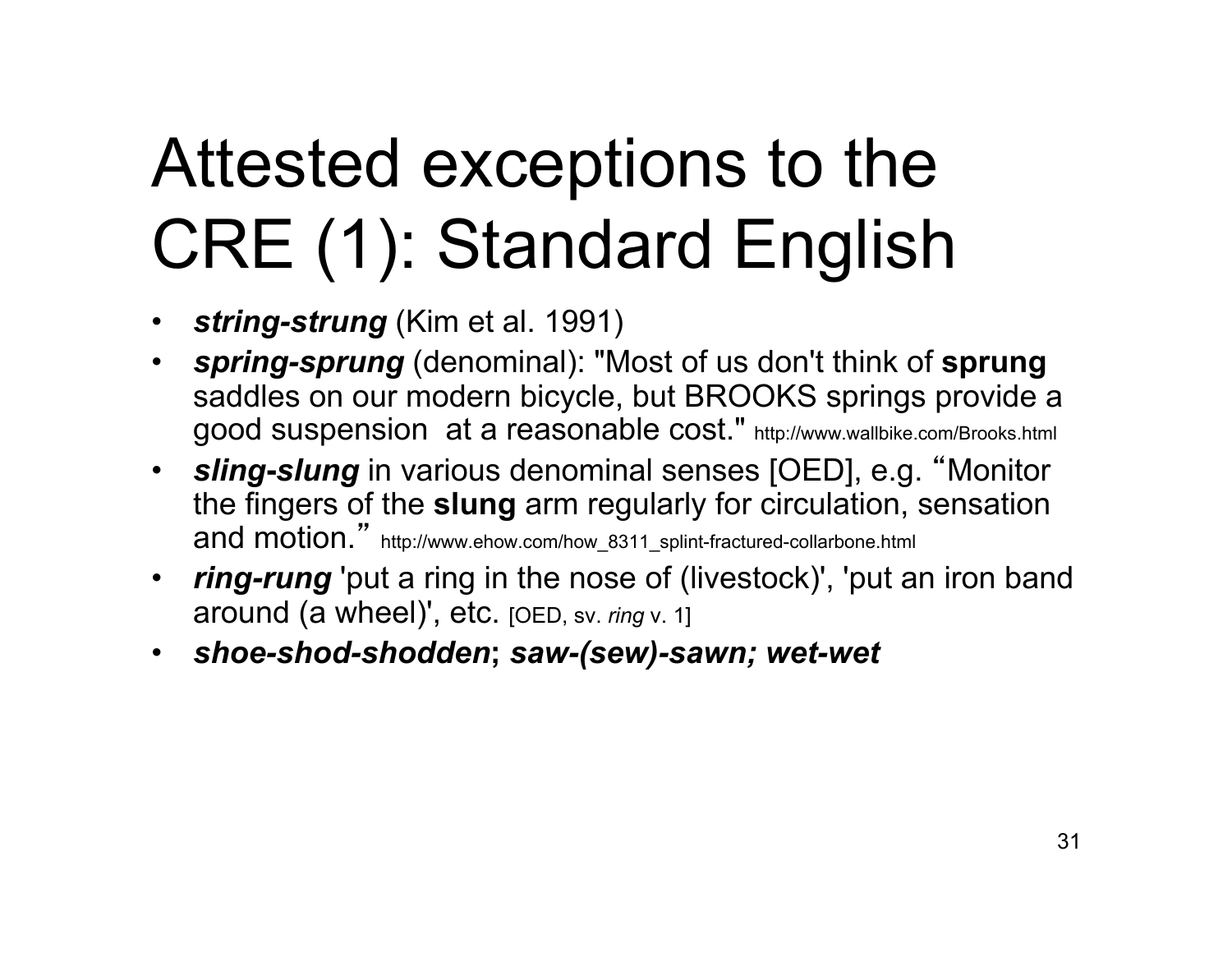# Attested exceptions to the CRE (1): Standard English

- ***string-strung*** (Kim et al. 1991)
- ***spring-sprung*** (denominal): "Most of us don't think of **sprung** saddles on our modern bicycle, but BROOKS springs provide a good suspension at a reasonable cost." http://www.wallbike.com/Brooks.html
- ***sling-slung*** in various denominal senses [OED], e.g. "Monitor the fingers of the **slung** arm regularly for circulation, sensation and motion." http://www.ehow.com/how_8311_splint-fractured-collarbone.html
- ***ring-rung*** 'put a ring in the nose of (livestock)', 'put an iron band around (a wheel)', etc. [OED, sv. *ring* v. 1]
- ***shoe-shod-shodden*; *saw-(sew)-sawn; wet-wet***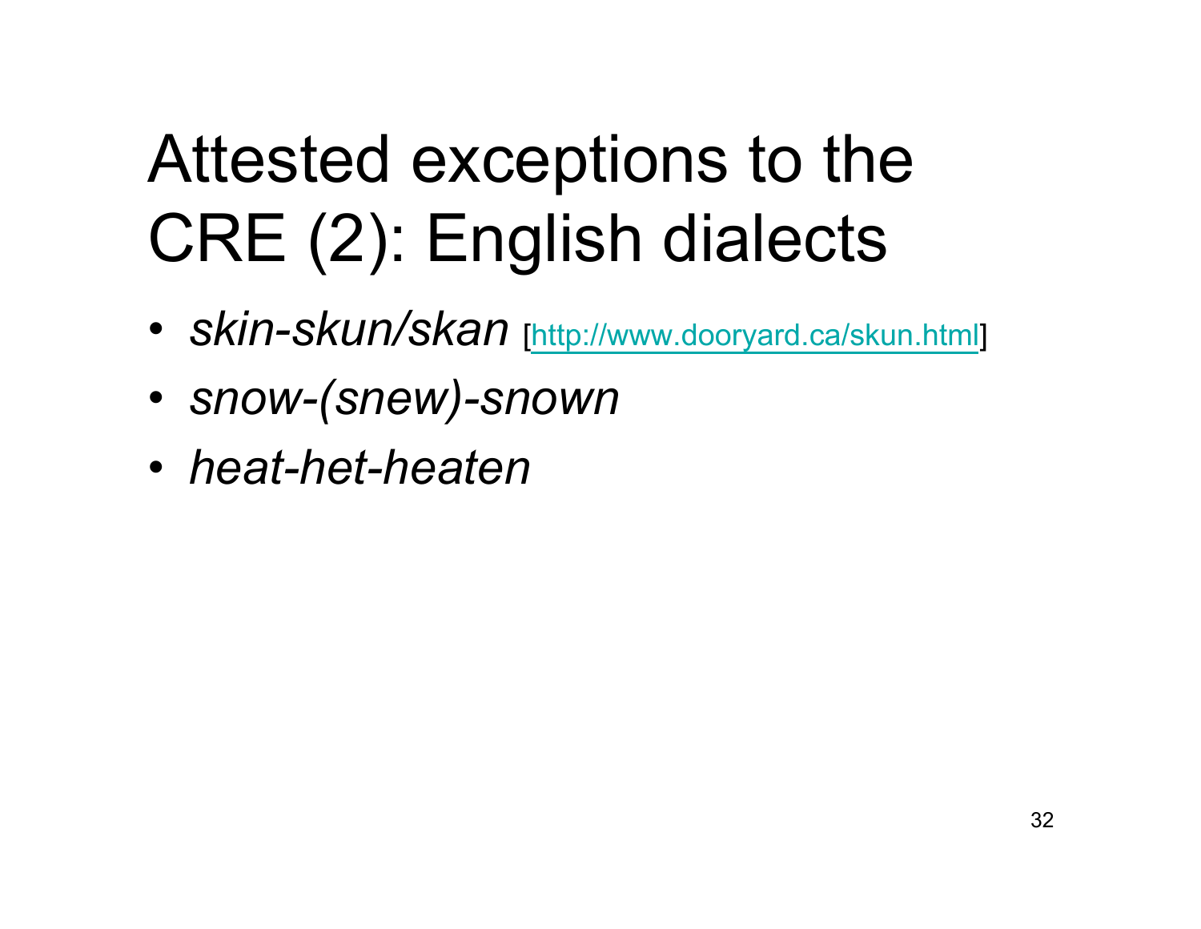# Attested exceptions to the CRE (2): English dialects

- *skin-skun/skan* [http://www.dooryard.ca/skun.html]
- *snow-(snew)-snown*
- *heat-het-heaten*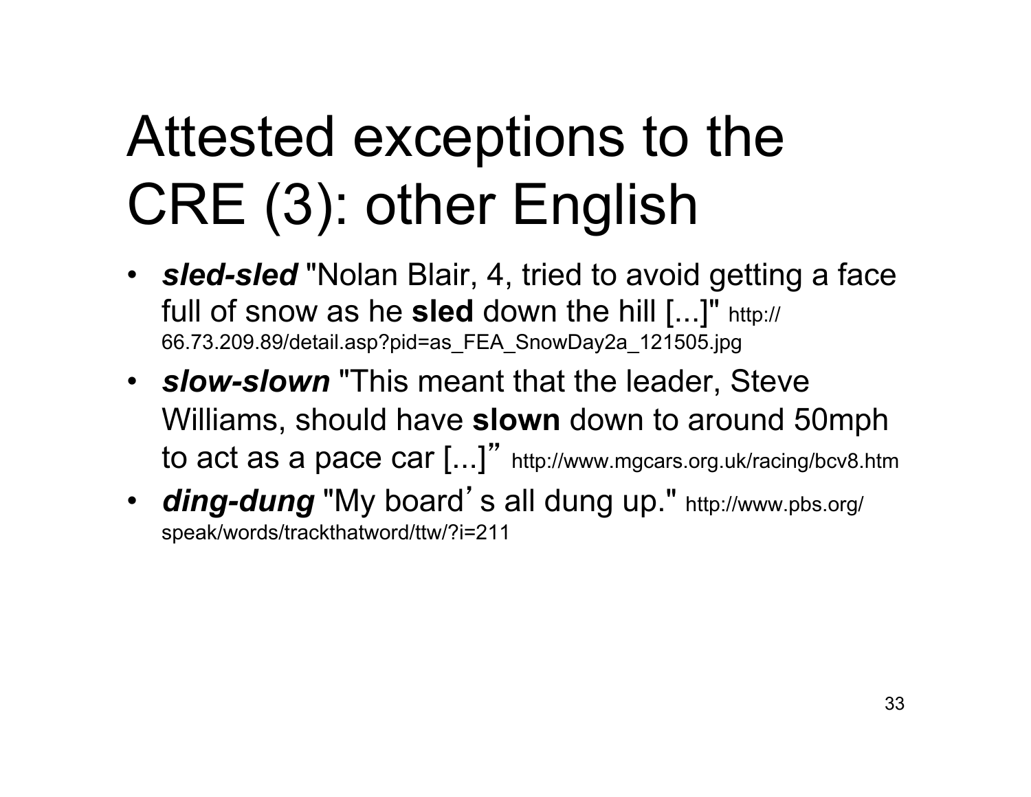# Attested exceptions to the CRE (3): other English

- ***sled-sled*** "Nolan Blair, 4, tried to avoid getting a face full of snow as he **sled** down the hill [...]" http://66.73.209.89/detail.asp?pid=as_FEA_SnowDay2a_121505.jpg
- ***slow-slown*** "This meant that the leader, Steve Williams, should have **slown** down to around 50mph to act as a pace car [...]" http://www.mgcars.org.uk/racing/bcv8.htm
- ***ding-dung*** "My board's all dung up." http://www.pbs.org/speak/words/trackthatword/ttw/?i=211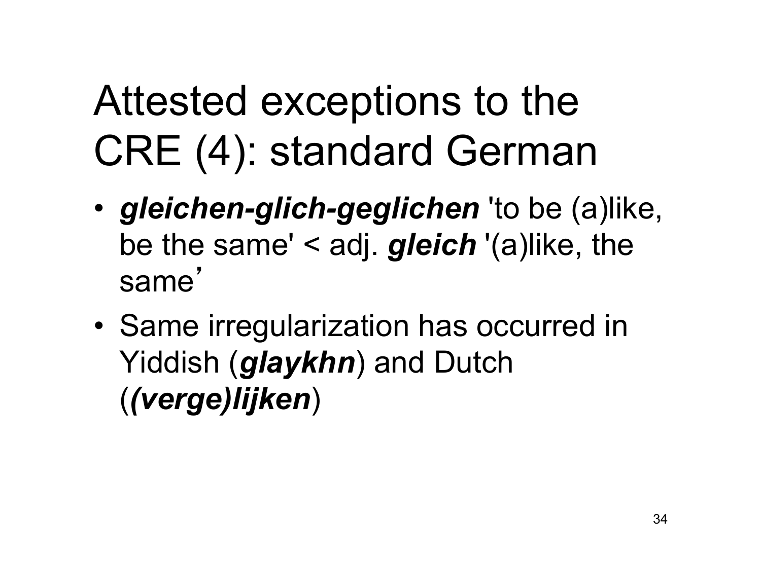# Attested exceptions to the CRE (4): standard German

- ***gleichen-glich-geglichen*** 'to be (a)like, be the same' < adj. ***gleich*** '(a)like, the same'
- Same irregularization has occurred in Yiddish (***glaykhn***) and Dutch (***(verge)lijken***)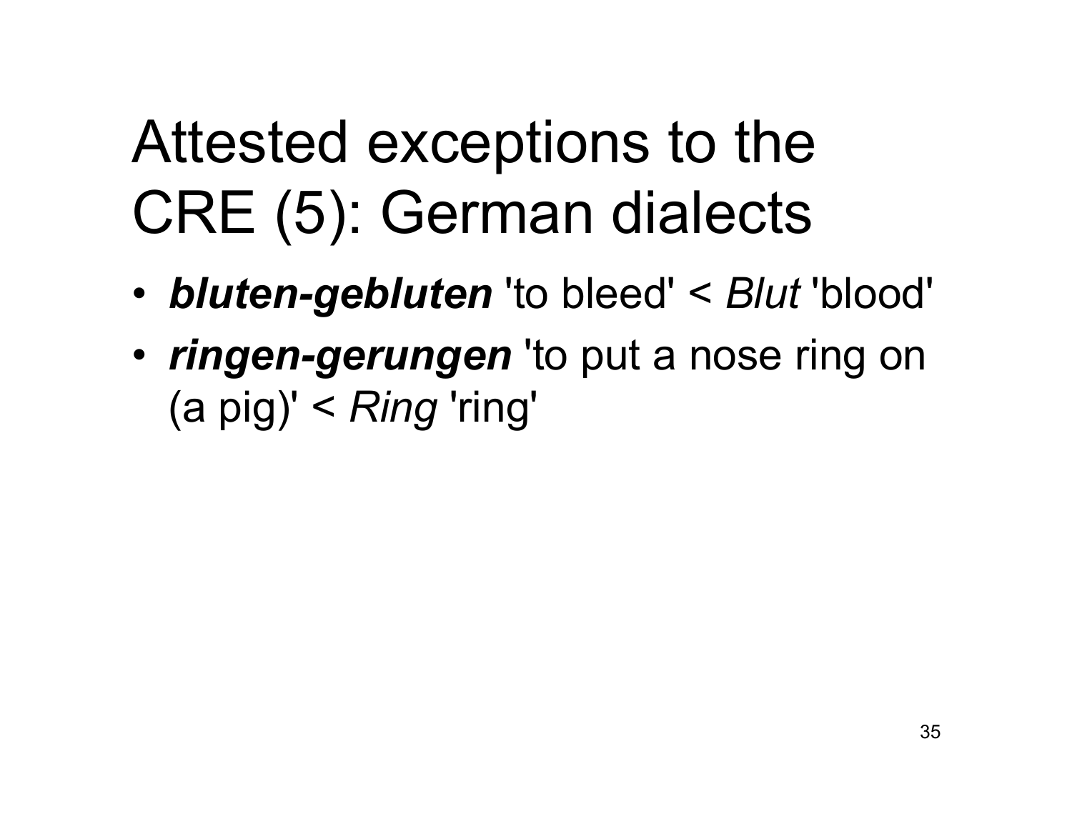# Attested exceptions to the CRE (5): German dialects

- ***bluten-gebluten*** 'to bleed' < *Blut* 'blood'
- ***ringen-gerungen*** 'to put a nose ring on (a pig)' < *Ring* 'ring'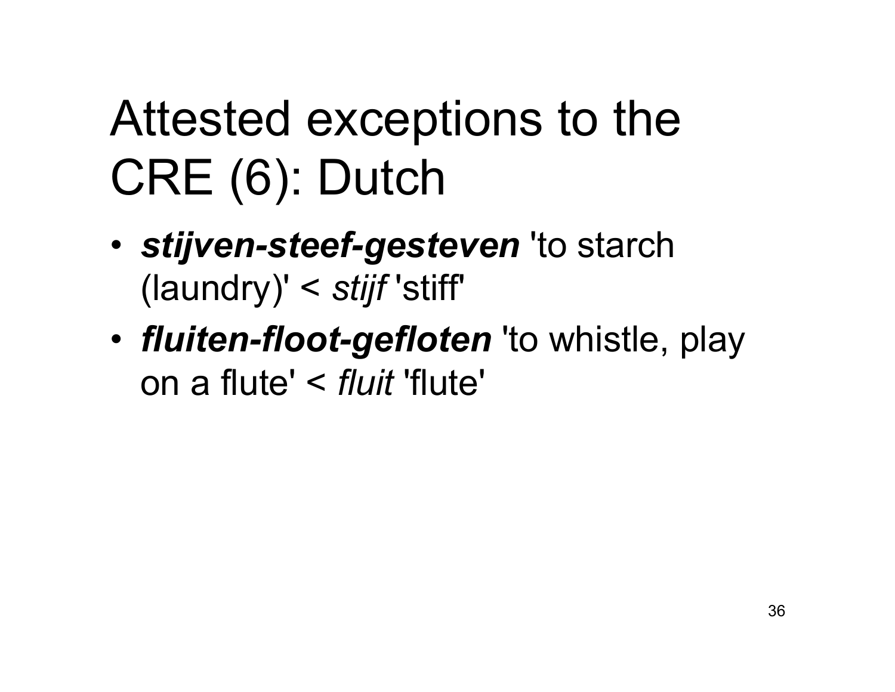# Attested exceptions to the CRE (6): Dutch

- ***stijven-steef-gesteven*** 'to starch (laundry)' < *stijf* 'stiff'
- ***fluiten-floot-gefloten*** 'to whistle, play on a flute' < *fluit* 'flute'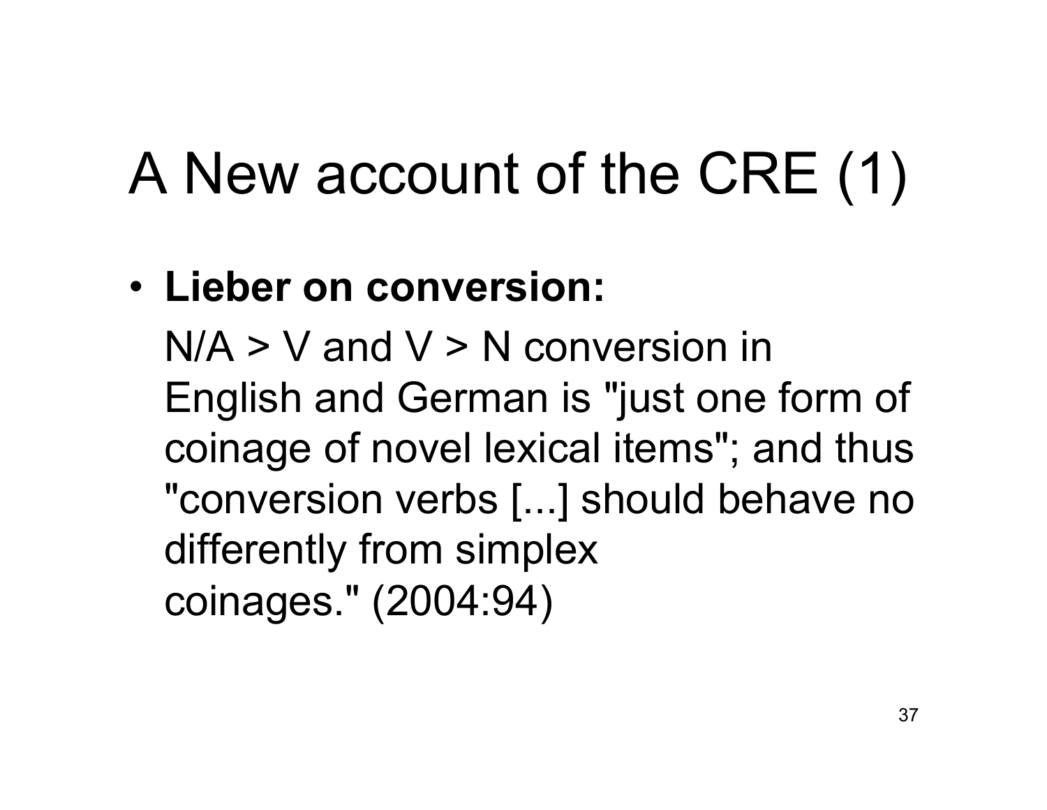# A New account of the CRE (1)

- **Lieber on conversion:**

  N/A > V and V > N conversion in English and German is "just one form of coinage of novel lexical items"; and thus "conversion verbs [...] should behave no differently from simplex coinages." (2004:94)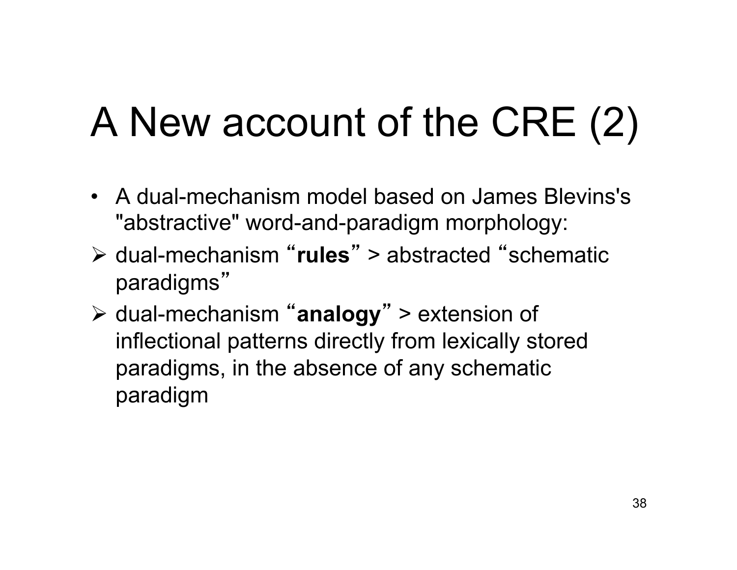# A New account of the CRE (2)

- A dual-mechanism model based on James Blevins's "abstractive" word-and-paradigm morphology:
  - dual-mechanism "**rules**" > abstracted "schematic paradigms"
  - dual-mechanism "**analogy**" > extension of inflectional patterns directly from lexically stored paradigms, in the absence of any schematic paradigm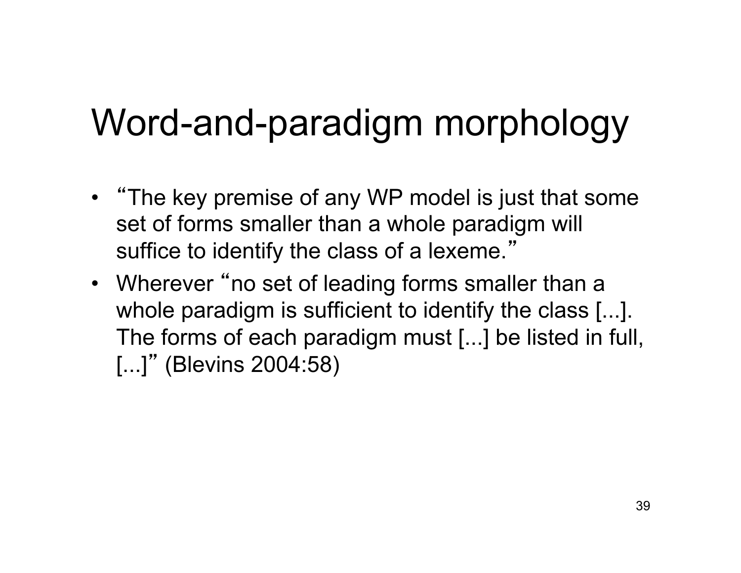# Word-and-paradigm morphology

- “The key premise of any WP model is just that some set of forms smaller than a whole paradigm will suffice to identify the class of a lexeme.”
- Wherever “no set of leading forms smaller than a whole paradigm is sufficient to identify the class [...]. The forms of each paradigm must [...] be listed in full, [...]” (Blevins 2004:58)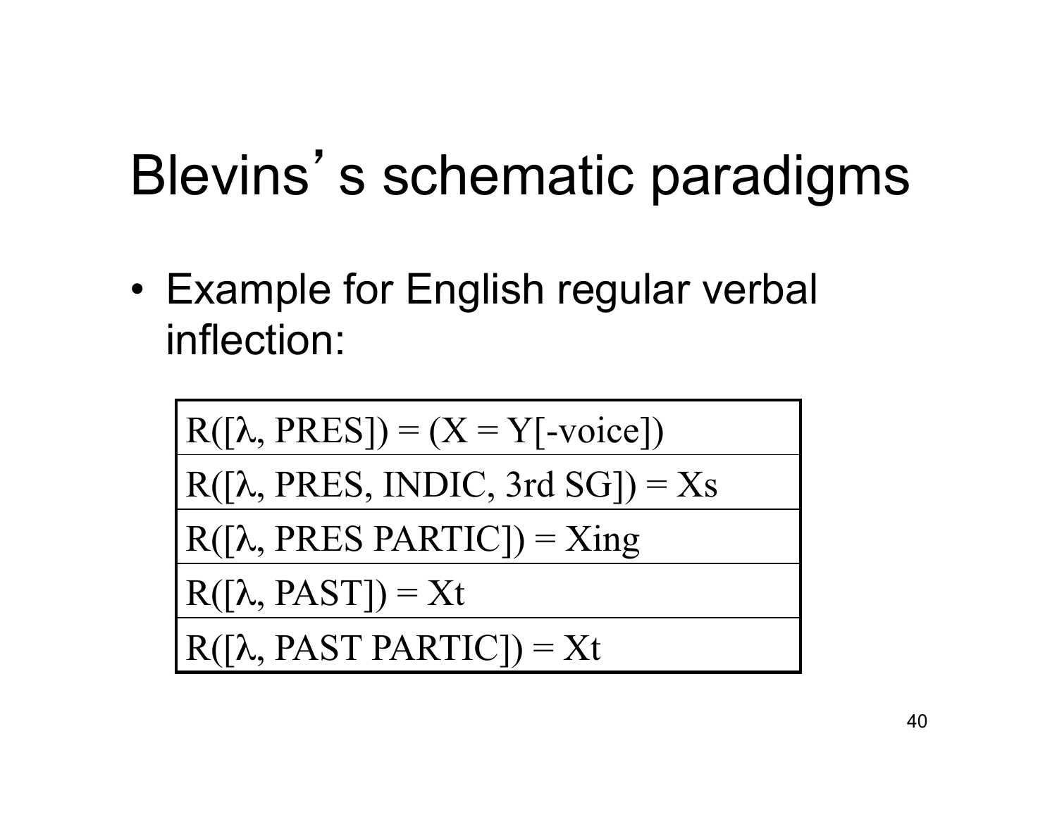# Blevins' s schematic paradigms

- Example for English regular verbal inflection:

| R([λ, PRES]) = (X = Y[-voice]) |
|---|
| R([λ, PRES, INDIC, 3rd SG]) = Xs |
| R([λ, PRES PARTIC]) = Xing |
| R([λ, PAST]) = Xt |
| R([λ, PAST PARTIC]) = Xt |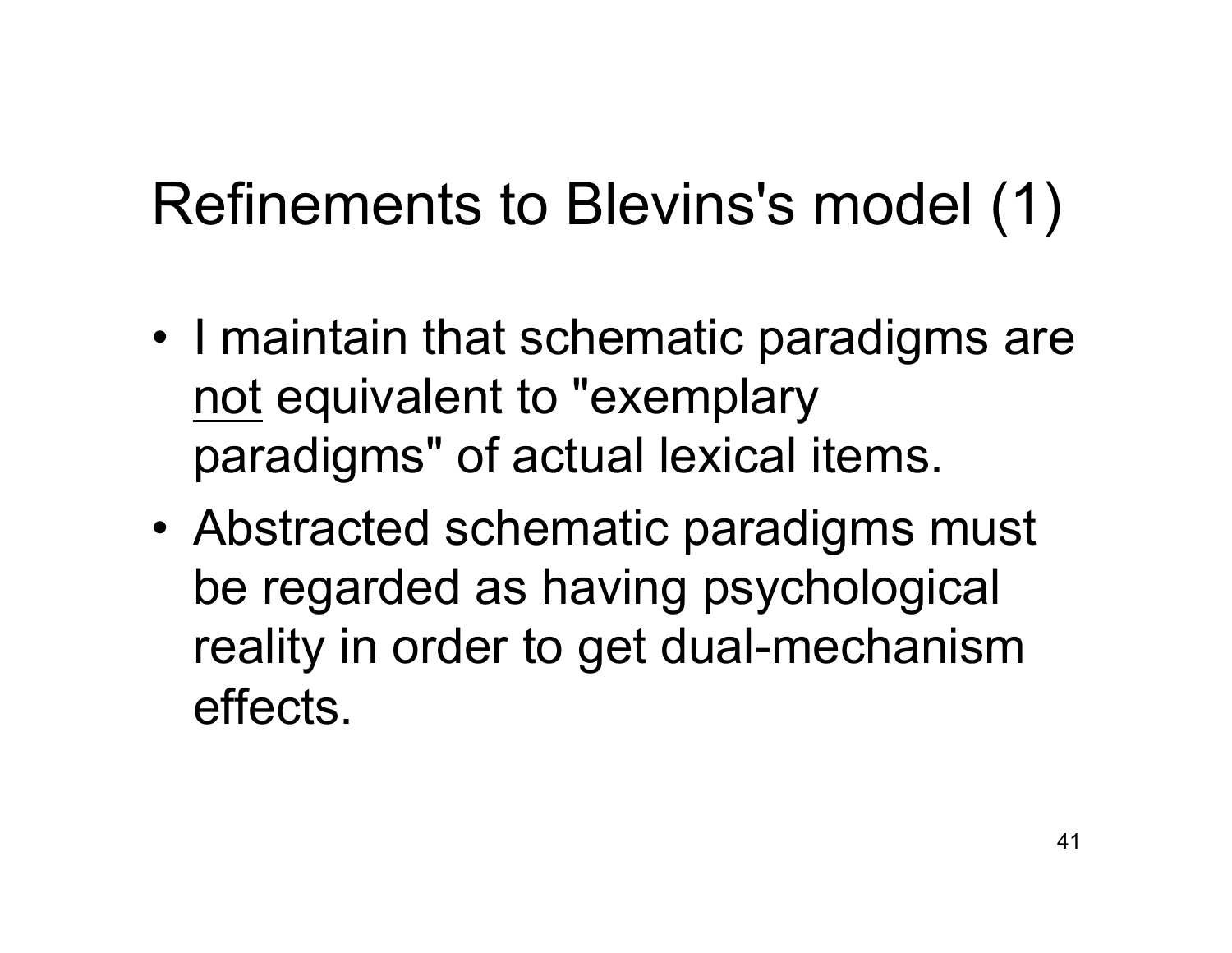# Refinements to Blevins's model (1)

- I maintain that schematic paradigms are <u>not</u> equivalent to "exemplary paradigms" of actual lexical items.
- Abstracted schematic paradigms must be regarded as having psychological reality in order to get dual-mechanism effects.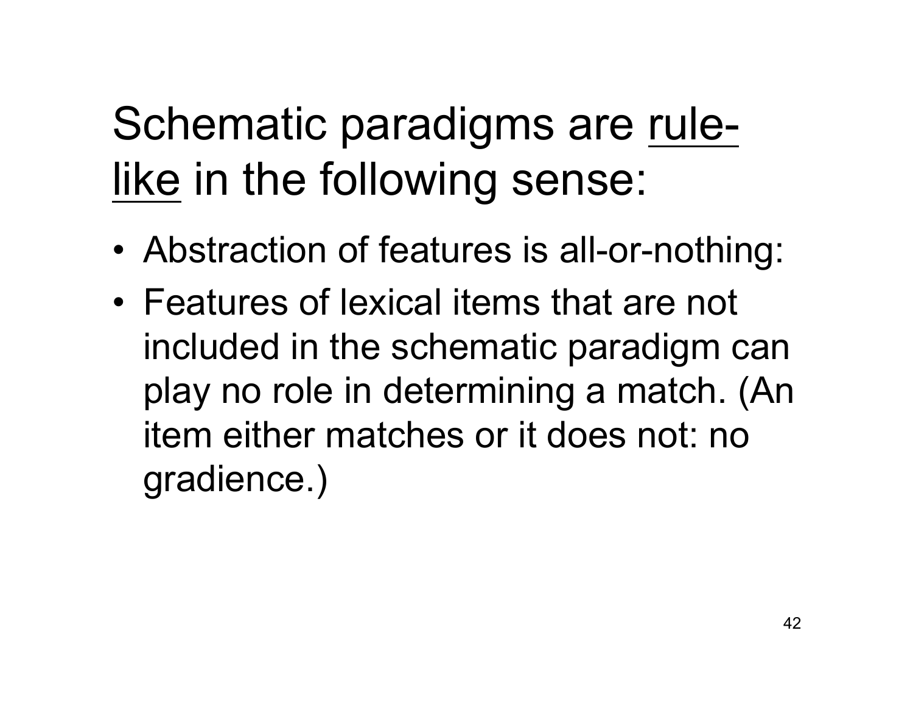# Schematic paradigms are <u>rule-like</u> in the following sense:

- Abstraction of features is all-or-nothing:
- Features of lexical items that are not included in the schematic paradigm can play no role in determining a match. (An item either matches or it does not: no gradience.)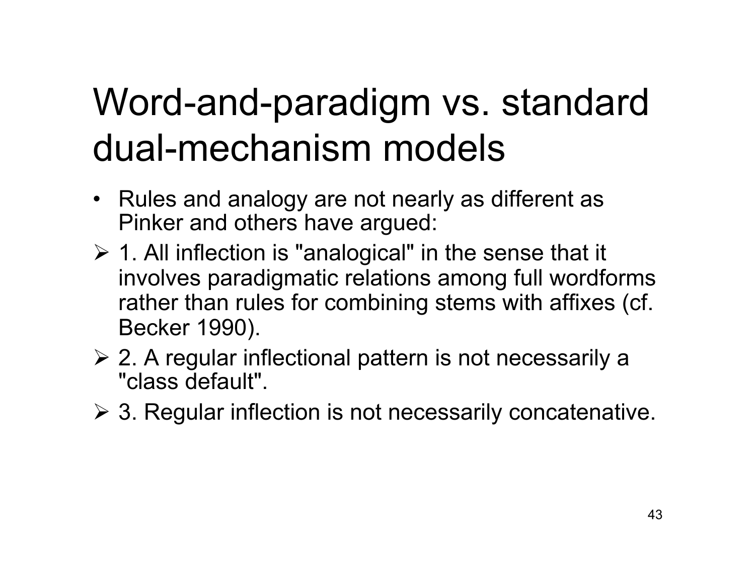# Word-and-paradigm vs. standard dual-mechanism models

- Rules and analogy are not nearly as different as Pinker and others have argued:
  - 1. All inflection is "analogical" in the sense that it involves paradigmatic relations among full wordforms rather than rules for combining stems with affixes (cf. Becker 1990).
  - 2. A regular inflectional pattern is not necessarily a "class default".
  - 3. Regular inflection is not necessarily concatenative.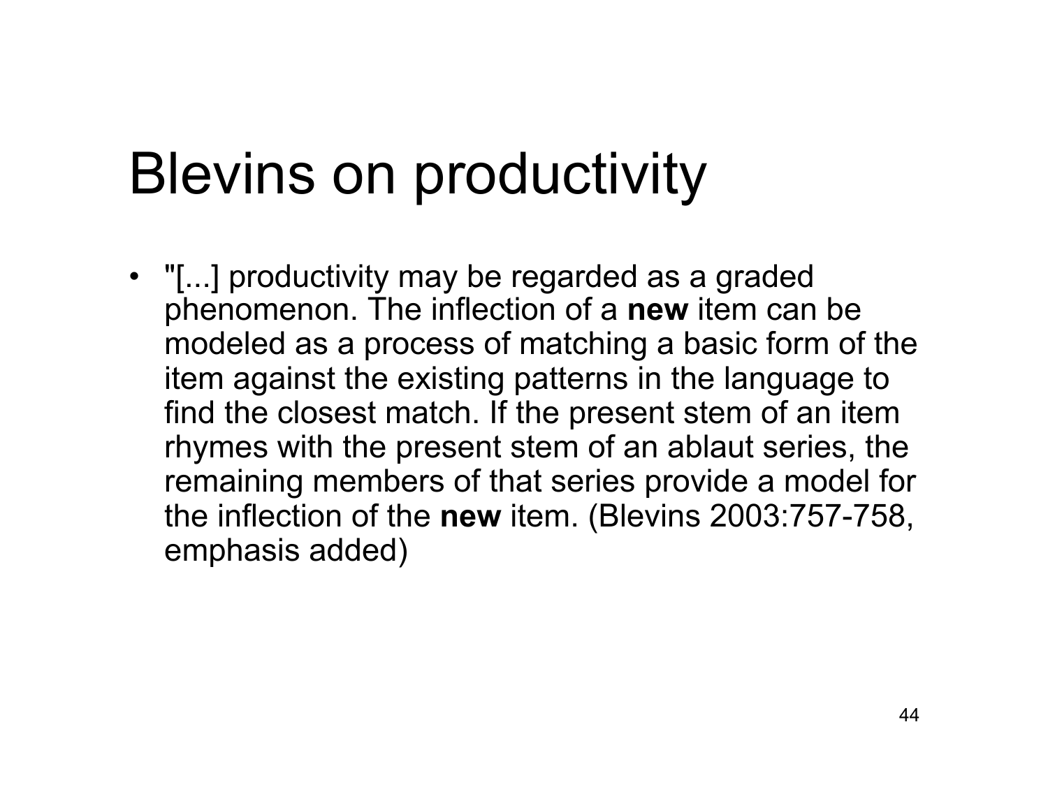# Blevins on productivity

- "[...] productivity may be regarded as a graded phenomenon. The inflection of a **new** item can be modeled as a process of matching a basic form of the item against the existing patterns in the language to find the closest match. If the present stem of an item rhymes with the present stem of an ablaut series, the remaining members of that series provide a model for the inflection of the **new** item. (Blevins 2003:757-758, emphasis added)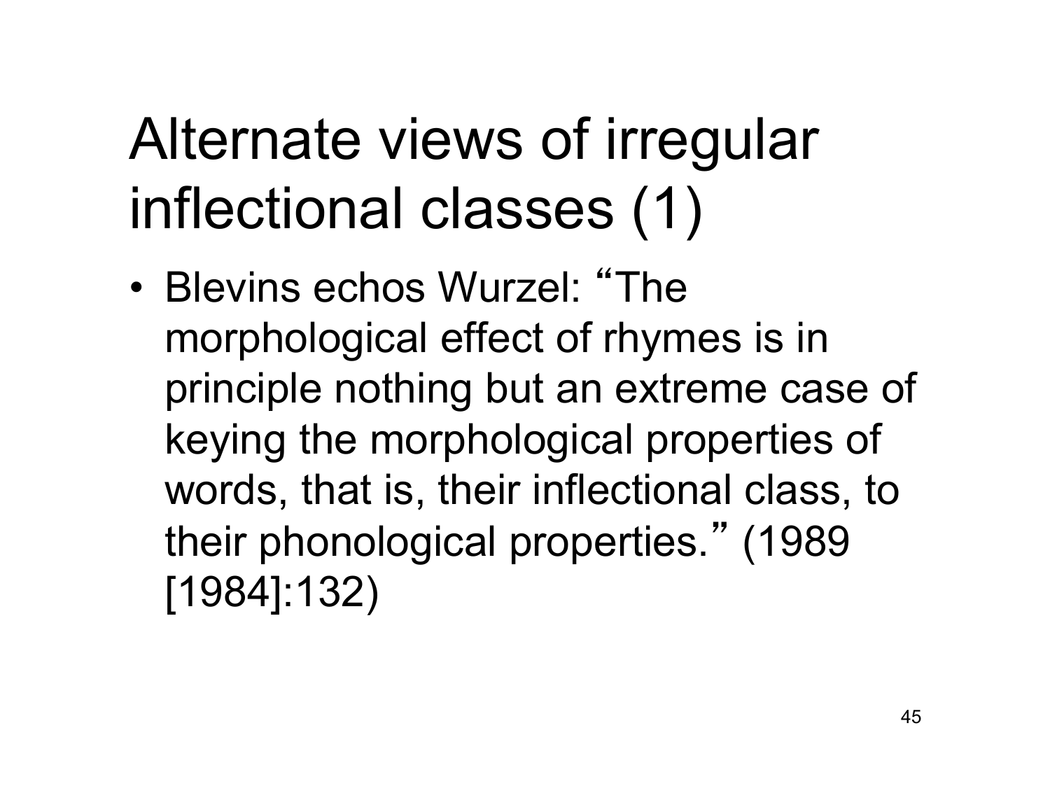# Alternate views of irregular inflectional classes (1)

- Blevins echos Wurzel: “The morphological effect of rhymes is in principle nothing but an extreme case of keying the morphological properties of words, that is, their inflectional class, to their phonological properties.” (1989 [1984]:132)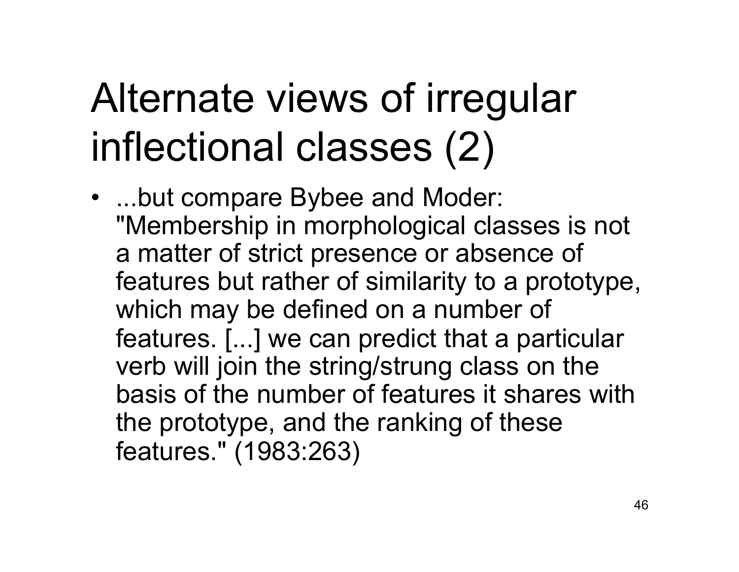# Alternate views of irregular inflectional classes (2)

- ...but compare Bybee and Moder: "Membership in morphological classes is not a matter of strict presence or absence of features but rather of similarity to a prototype, which may be defined on a number of features. [...] we can predict that a particular verb will join the string/strung class on the basis of the number of features it shares with the prototype, and the ranking of these features." (1983:263)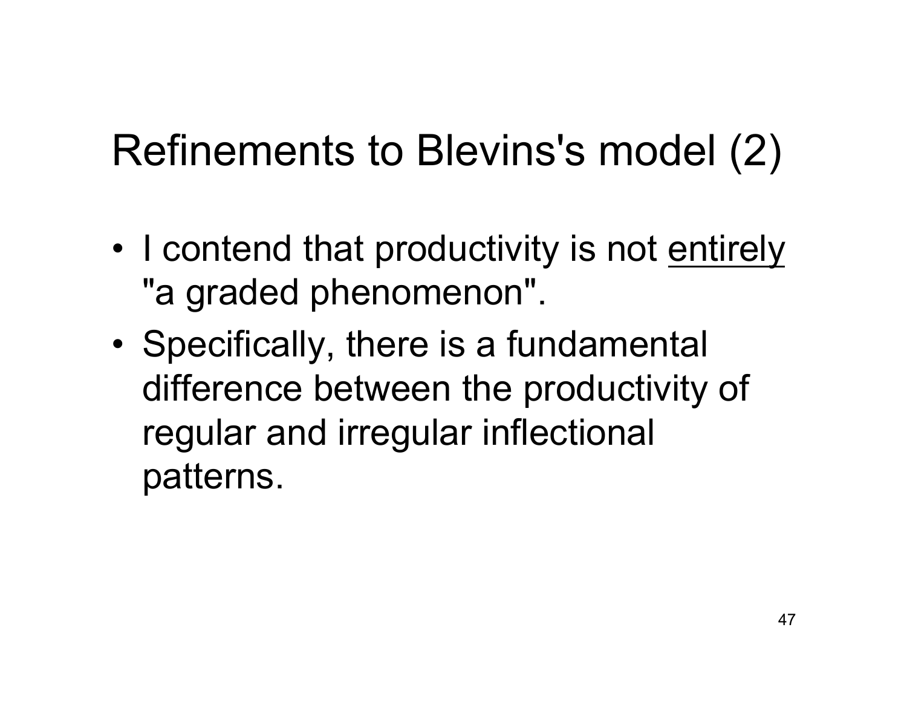# Refinements to Blevins's model (2)

- I contend that productivity is not <u>entirely</u> "a graded phenomenon".
- Specifically, there is a fundamental difference between the productivity of regular and irregular inflectional patterns.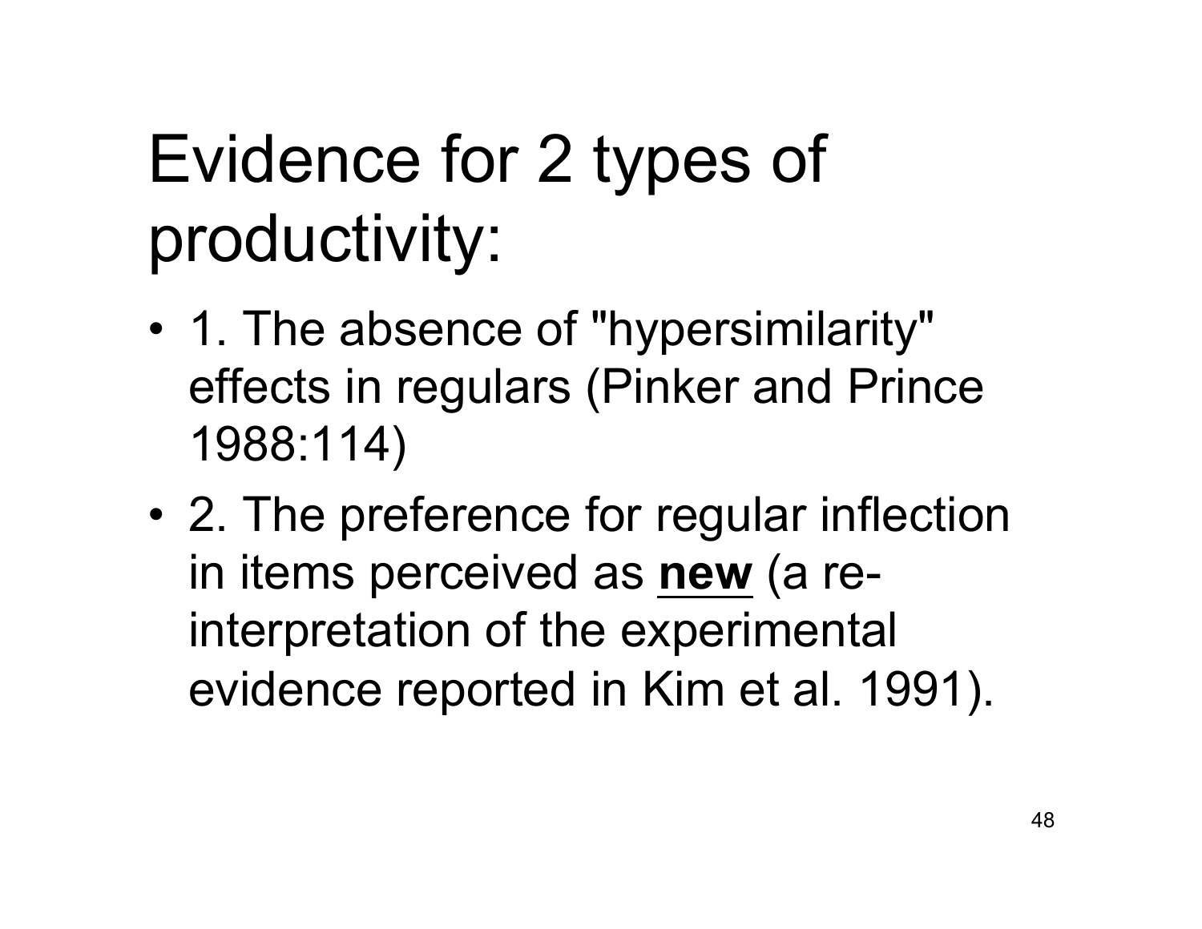# Evidence for 2 types of productivity:

- 1. The absence of "hypersimilarity" effects in regulars (Pinker and Prince 1988:114)
- 2. The preference for regular inflection in items perceived as **new** (a re-interpretation of the experimental evidence reported in Kim et al. 1991).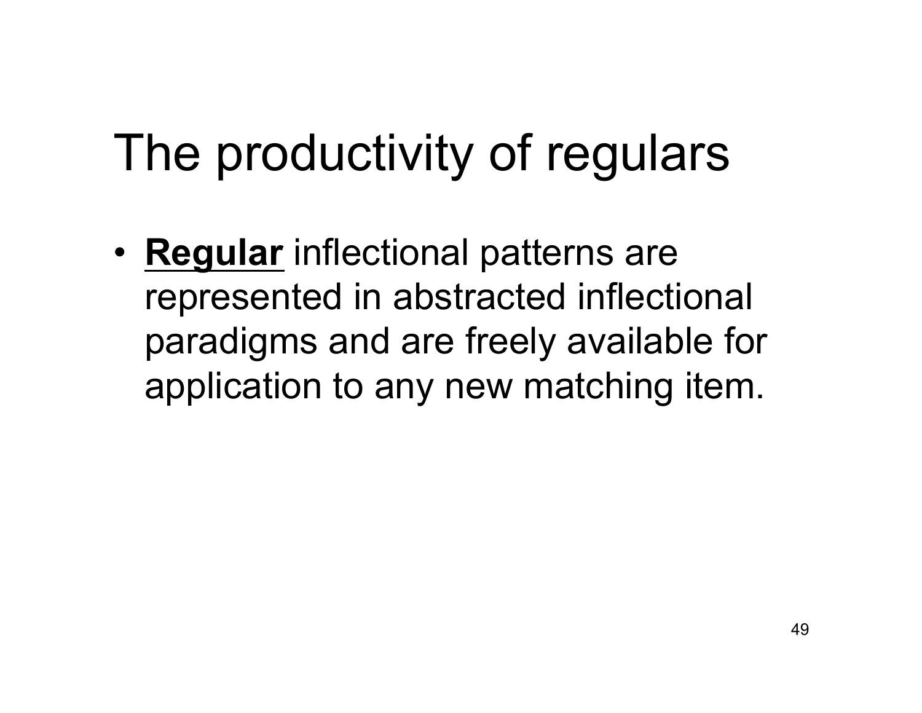# The productivity of regulars

- **<u>Regular</u>** inflectional patterns are represented in abstracted inflectional paradigms and are freely available for application to any new matching item.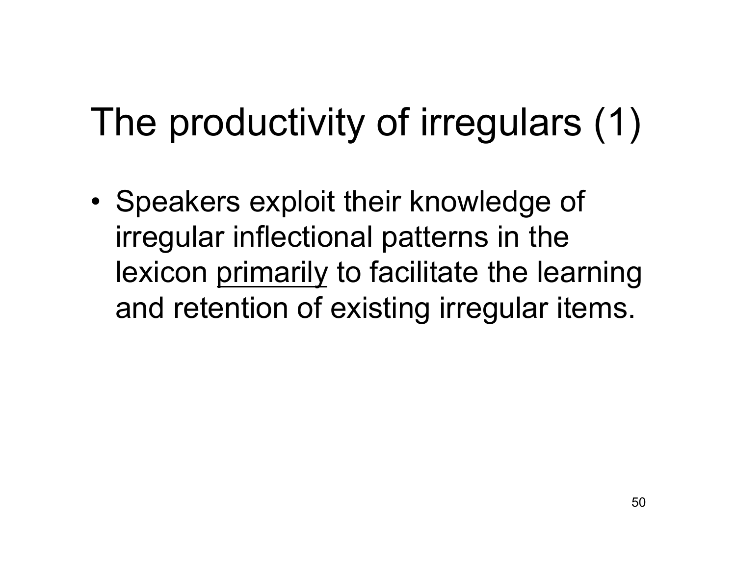# The productivity of irregulars (1)

- Speakers exploit their knowledge of irregular inflectional patterns in the lexicon <u>primarily</u> to facilitate the learning and retention of existing irregular items.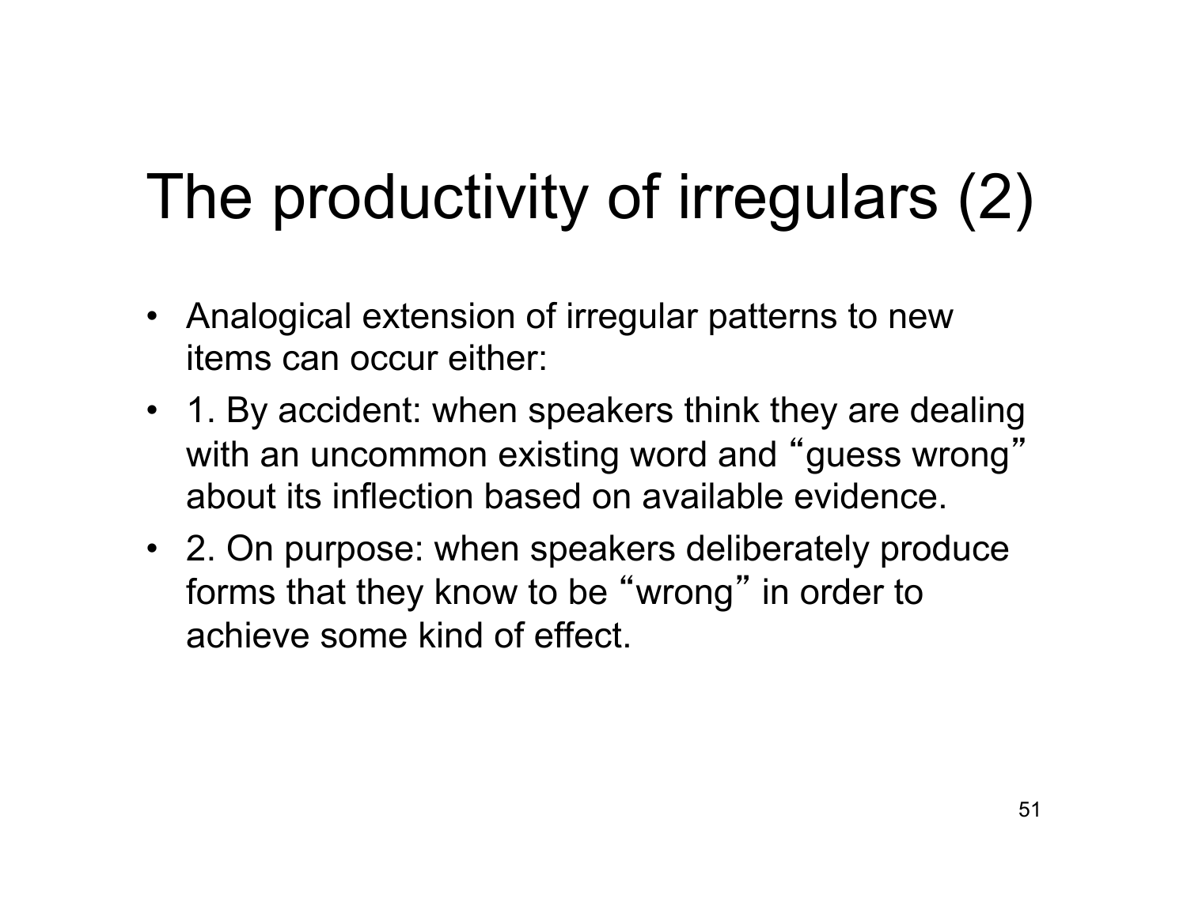# The productivity of irregulars (2)

- Analogical extension of irregular patterns to new items can occur either:
- 1. By accident: when speakers think they are dealing with an uncommon existing word and “guess wrong” about its inflection based on available evidence.
- 2. On purpose: when speakers deliberately produce forms that they know to be “wrong” in order to achieve some kind of effect.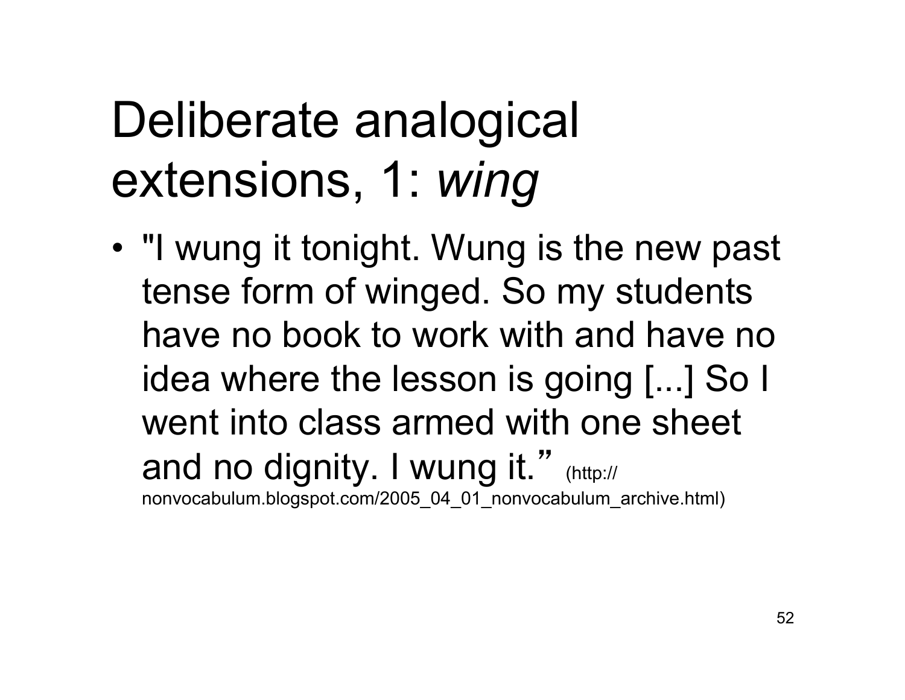# Deliberate analogical extensions, 1: *wing*

- "I wung it tonight. Wung is the new past tense form of winged. So my students have no book to work with and have no idea where the lesson is going [...] So I went into class armed with one sheet and no dignity. I wung it." (http://nonvocabulum.blogspot.com/2005_04_01_nonvocabulum_archive.html)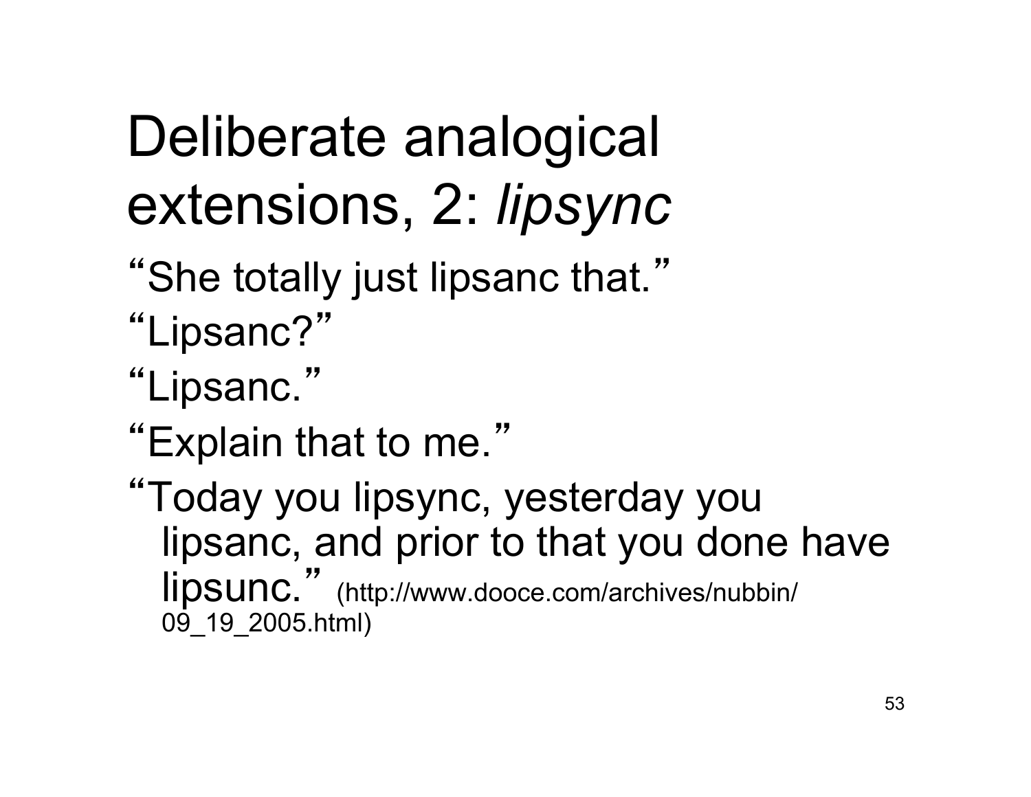# Deliberate analogical extensions, 2: *lipsync*

"She totally just lipsanc that."

"Lipsanc?"

"Lipsanc."

"Explain that to me."

"Today you lipsync, yesterday you lipsanc, and prior to that you done have lipsunc." (http://www.dooce.com/archives/nubbin/09_19_2005.html)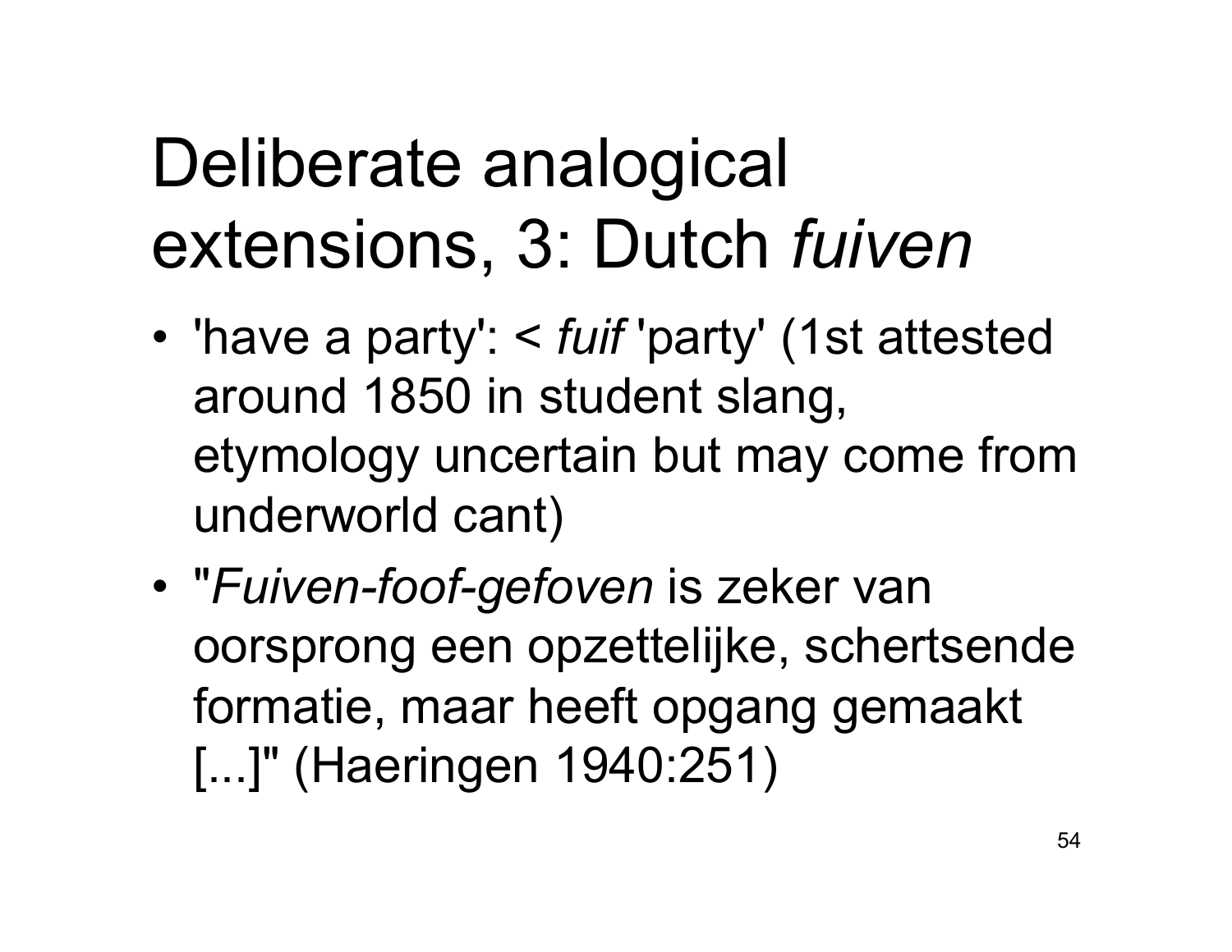# Deliberate analogical extensions, 3: Dutch *fuiven*

- 'have a party': < *fuif* 'party' (1st attested around 1850 in student slang, etymology uncertain but may come from underworld cant)
- "*Fuiven-foof-gefoven* is zeker van oorsprong een opzettelijke, schertsende formatie, maar heeft opgang gemaakt [...]" (Haeringen 1940:251)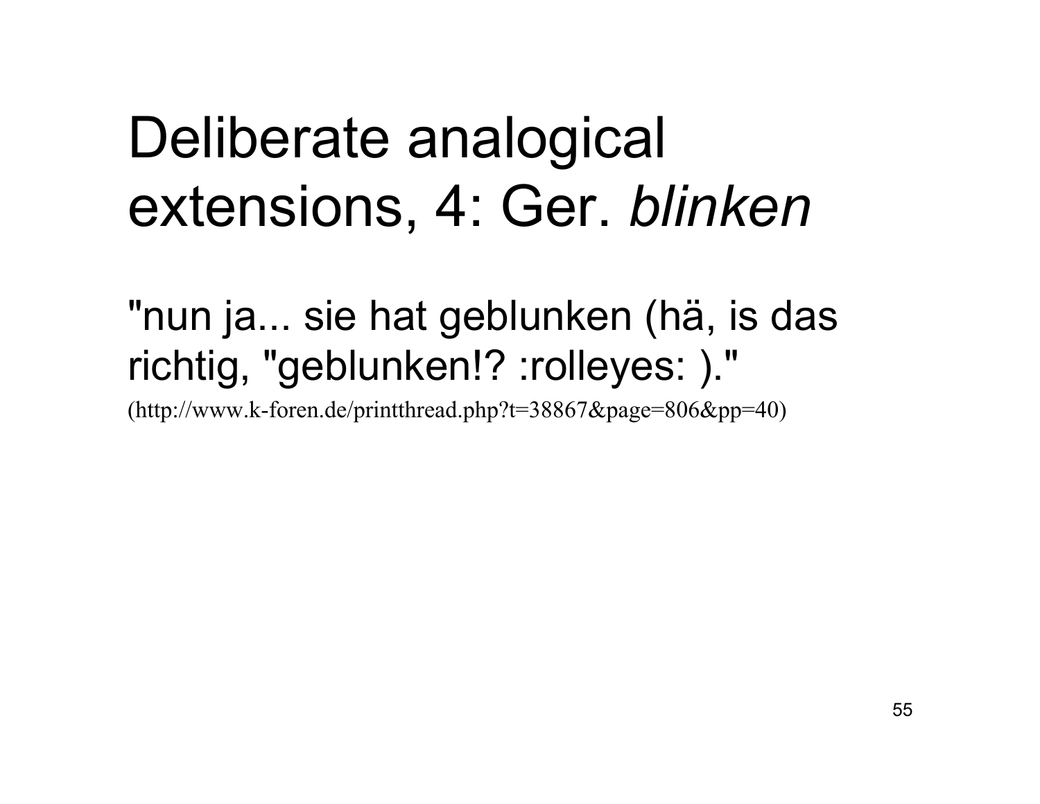# Deliberate analogical extensions, 4: Ger. *blinken*

"nun ja... sie hat geblunken (hä, is das richtig, "geblunken!? :rolleyes: )."

(http://www.k-foren.de/printthread.php?t=38867&page=806&pp=40)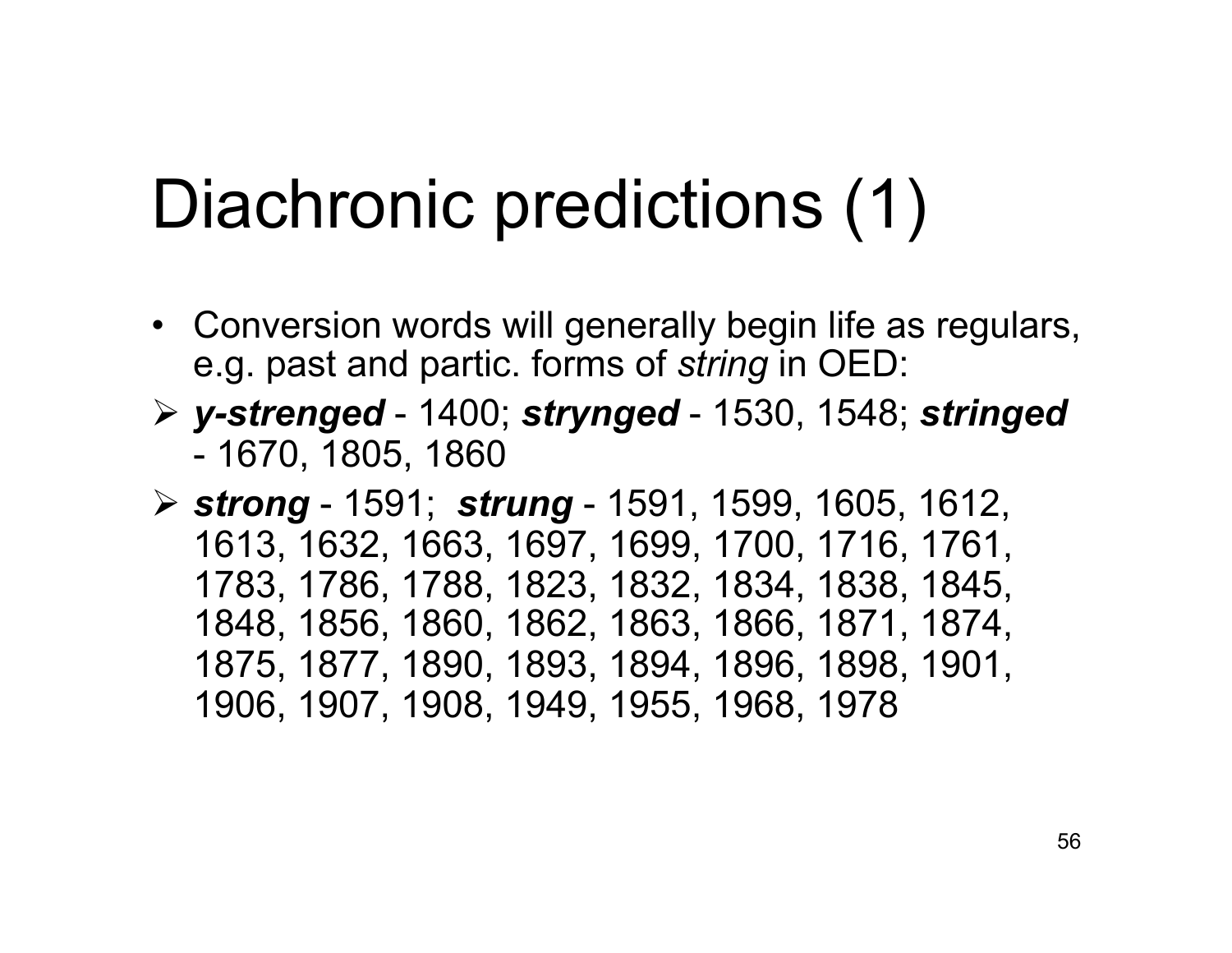# Diachronic predictions (1)

- Conversion words will generally begin life as regulars, e.g. past and partic. forms of *string* in OED:
- ***y-strenged*** - 1400; ***strynged*** - 1530, 1548; ***stringed*** - 1670, 1805, 1860
- ***strong*** - 1591; ***strung*** - 1591, 1599, 1605, 1612, 1613, 1632, 1663, 1697, 1699, 1700, 1716, 1761, 1783, 1786, 1788, 1823, 1832, 1834, 1838, 1845, 1848, 1856, 1860, 1862, 1863, 1866, 1871, 1874, 1875, 1877, 1890, 1893, 1894, 1896, 1898, 1901, 1906, 1907, 1908, 1949, 1955, 1968, 1978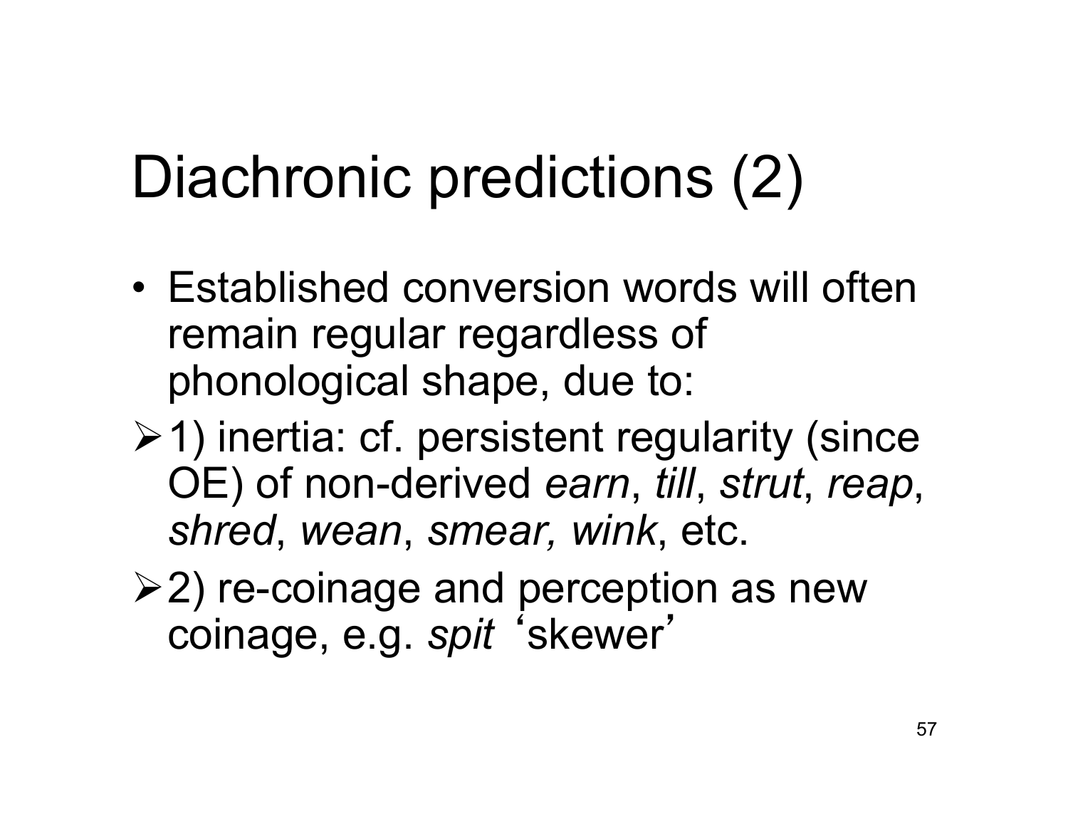# Diachronic predictions (2)

- Established conversion words will often remain regular regardless of phonological shape, due to:
  - 1) inertia: cf. persistent regularity (since OE) of non-derived *earn*, *till*, *strut*, *reap*, *shred*, *wean*, *smear, wink*, etc.
  - 2) re-coinage and perception as new coinage, e.g. *spit* 'skewer'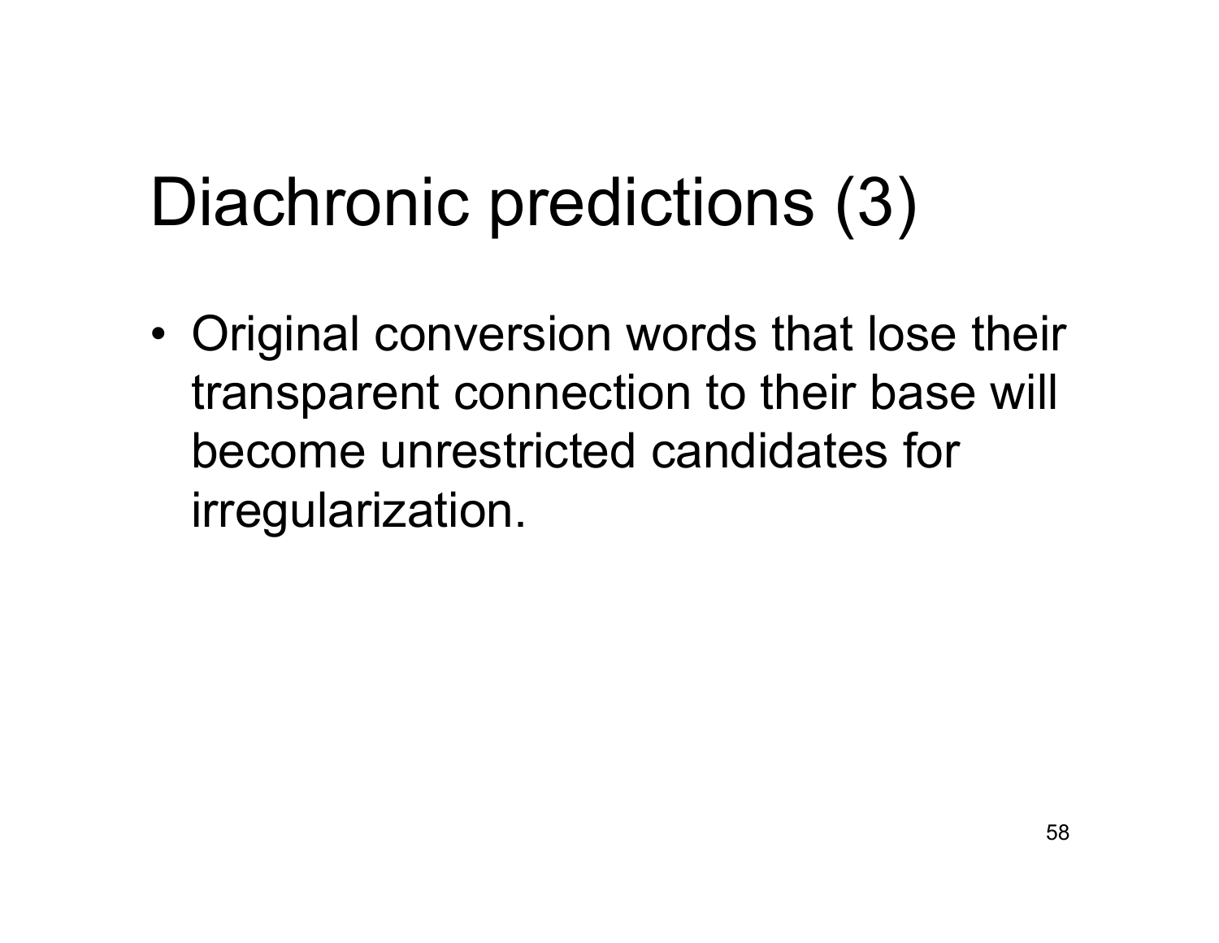# Diachronic predictions (3)

- Original conversion words that lose their transparent connection to their base will become unrestricted candidates for irregularization.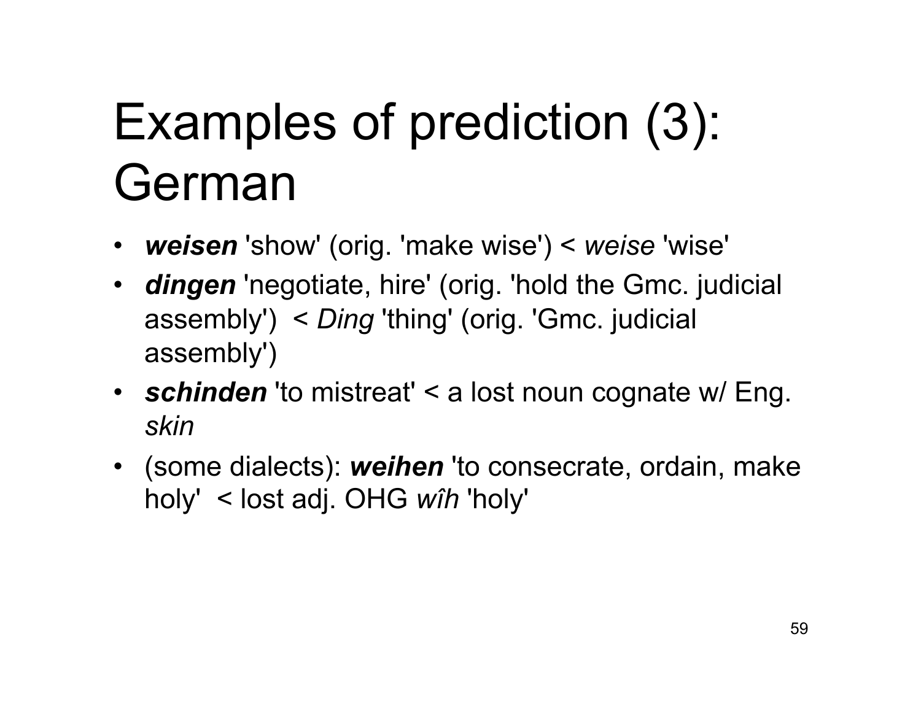# Examples of prediction (3): German

- ***weisen*** 'show' (orig. 'make wise') < *weise* 'wise'
- ***dingen*** 'negotiate, hire' (orig. 'hold the Gmc. judicial assembly') < *Ding* 'thing' (orig. 'Gmc. judicial assembly')
- ***schinden*** 'to mistreat' < a lost noun cognate w/ Eng. *skin*
- (some dialects): ***weihen*** 'to consecrate, ordain, make holy' < lost adj. OHG *wîh* 'holy'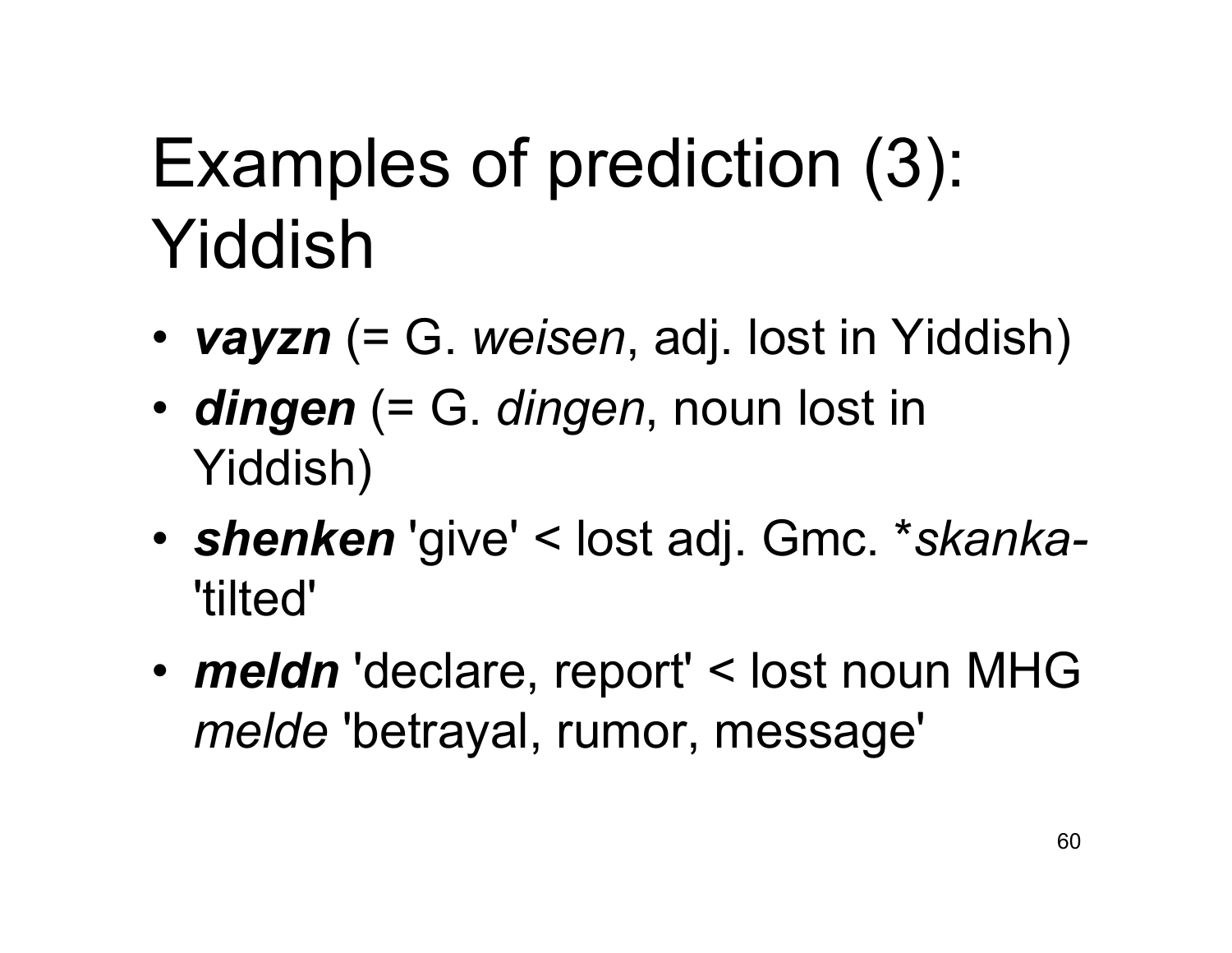# Examples of prediction (3): Yiddish

- ***vayzn*** (= G. *weisen*, adj. lost in Yiddish)
- ***dingen*** (= G. *dingen*, noun lost in Yiddish)
- ***shenken*** 'give' < lost adj. Gmc. **skanka-* 'tilted'
- ***meldn*** 'declare, report' < lost noun MHG *melde* 'betrayal, rumor, message'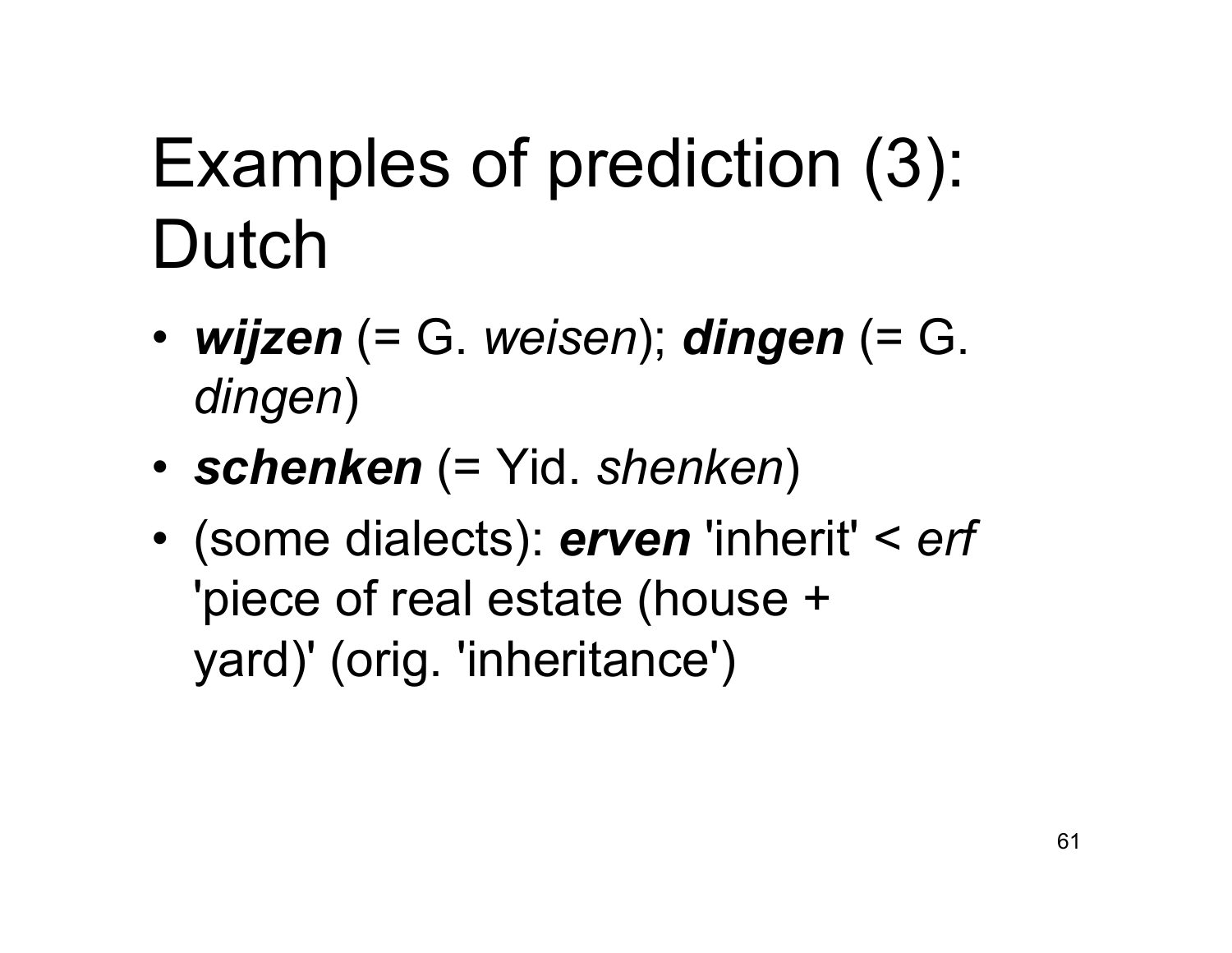# Examples of prediction (3): Dutch

- ***wijzen*** (= G. *weisen*); ***dingen*** (= G. *dingen*)
- ***schenken*** (= Yid. *shenken*)
- (some dialects): ***erven*** 'inherit' < *erf* 'piece of real estate (house + yard)' (orig. 'inheritance')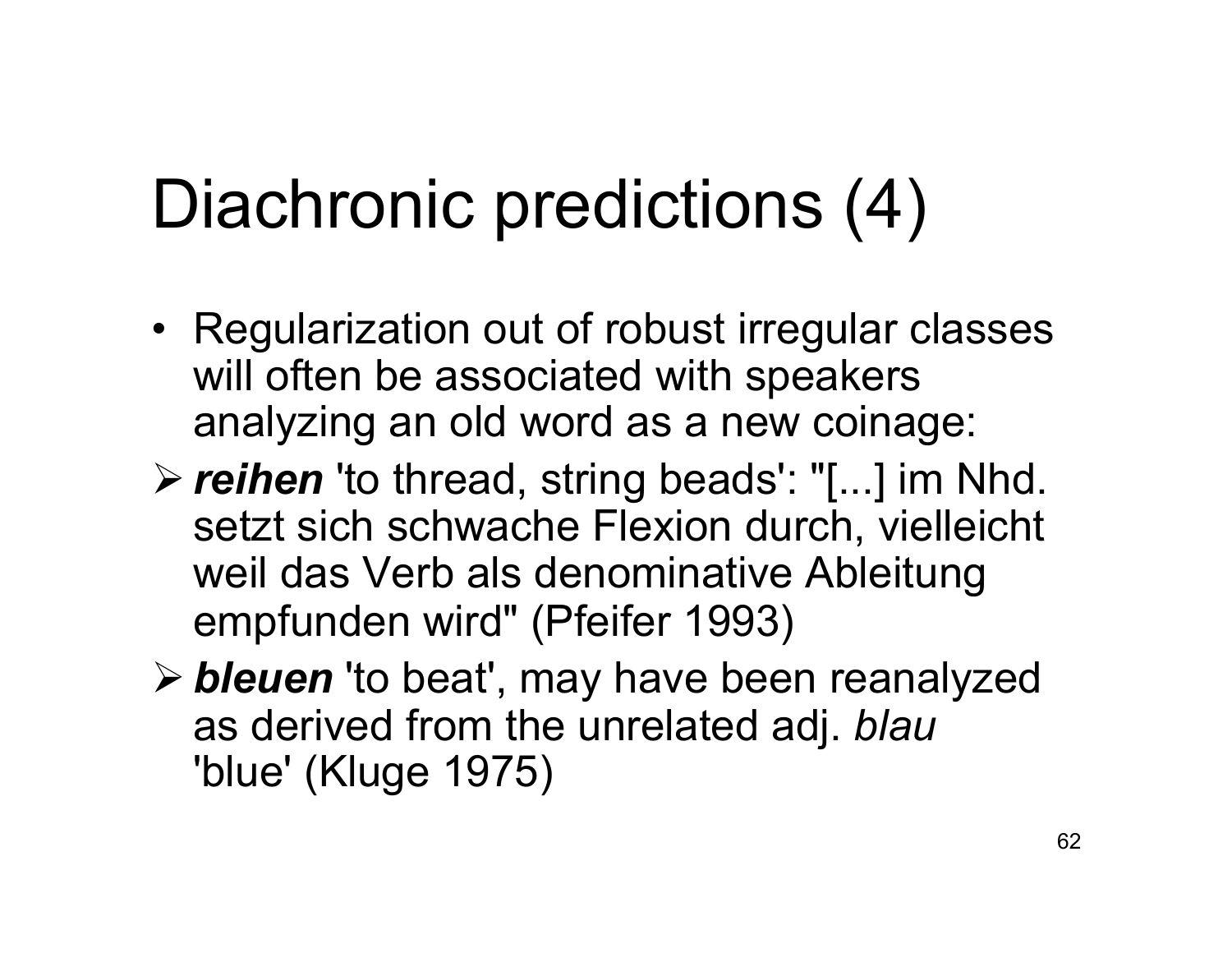# Diachronic predictions (4)

- Regularization out of robust irregular classes will often be associated with speakers analyzing an old word as a new coinage:
  - ***reihen*** 'to thread, string beads': "[...] im Nhd. setzt sich schwache Flexion durch, vielleicht weil das Verb als denominative Ableitung empfunden wird" (Pfeifer 1993)
  - ***bleuen*** 'to beat', may have been reanalyzed as derived from the unrelated adj. *blau* 'blue' (Kluge 1975)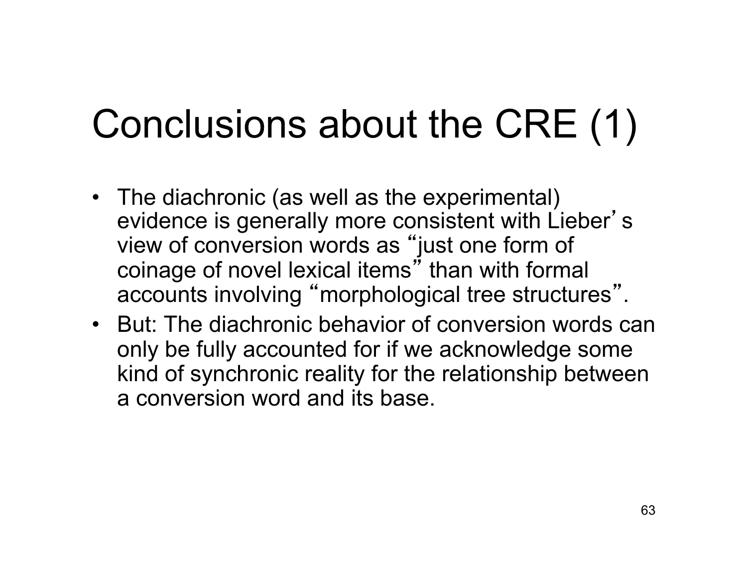# Conclusions about the CRE (1)

- The diachronic (as well as the experimental) evidence is generally more consistent with Lieber's view of conversion words as "just one form of coinage of novel lexical items" than with formal accounts involving "morphological tree structures".
- But: The diachronic behavior of conversion words can only be fully accounted for if we acknowledge some kind of synchronic reality for the relationship between a conversion word and its base.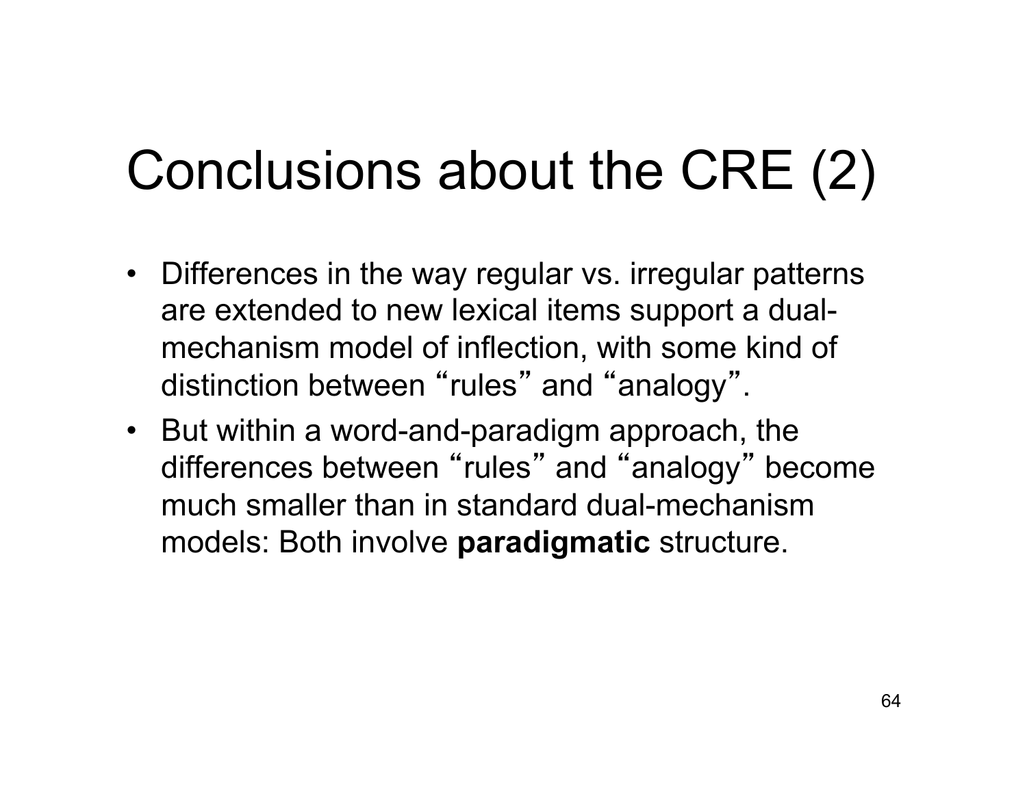# Conclusions about the CRE (2)

- Differences in the way regular vs. irregular patterns are extended to new lexical items support a dual-mechanism model of inflection, with some kind of distinction between "rules" and "analogy".
- But within a word-and-paradigm approach, the differences between "rules" and "analogy" become much smaller than in standard dual-mechanism models: Both involve **paradigmatic** structure.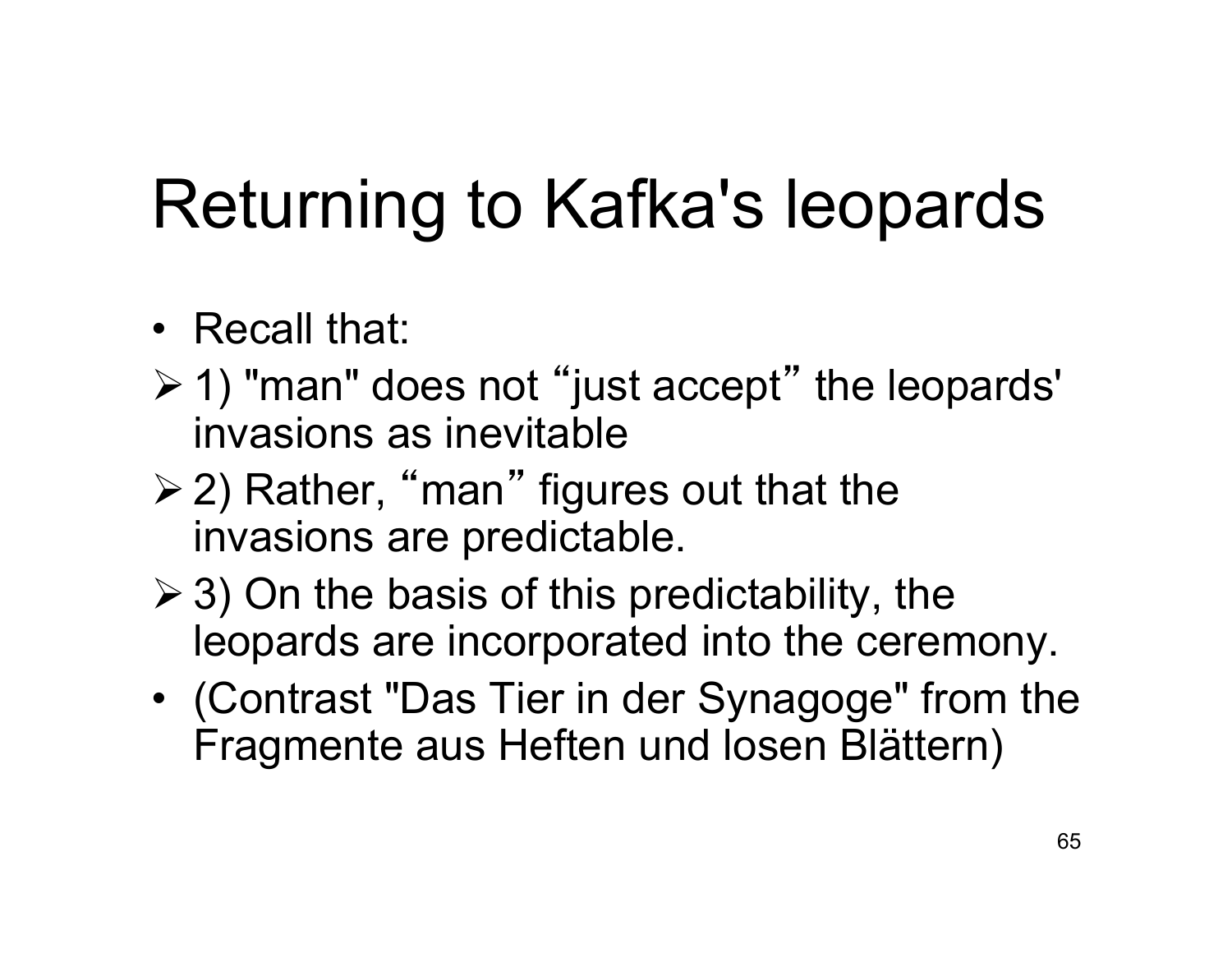# Returning to Kafka's leopards

- Recall that:
  - 1) "man" does not “just accept” the leopards' invasions as inevitable
  - 2) Rather, “man” figures out that the invasions are predictable.
  - 3) On the basis of this predictability, the leopards are incorporated into the ceremony.
- (Contrast "Das Tier in der Synagoge" from the Fragmente aus Heften und losen Blättern)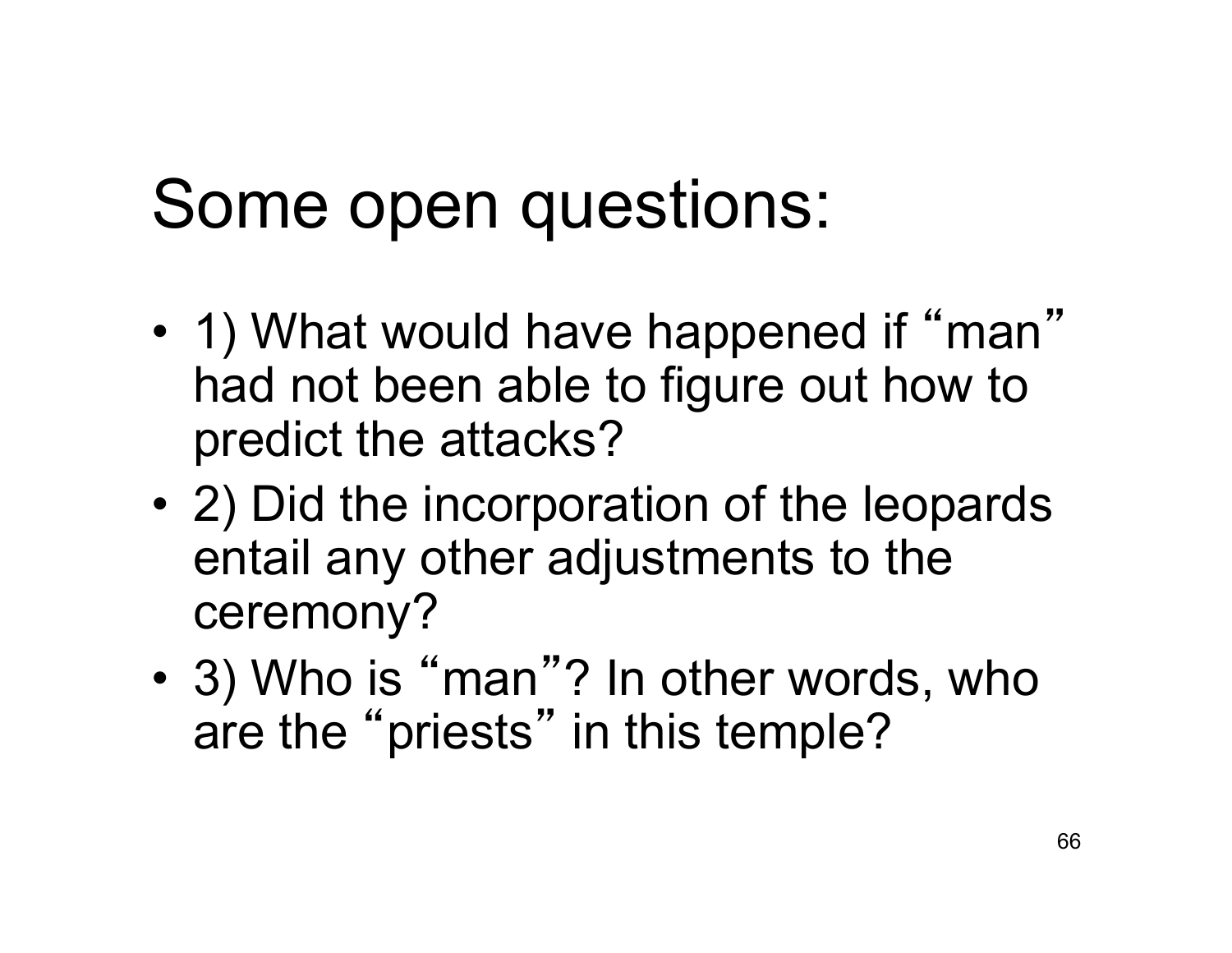# Some open questions:

- 1) What would have happened if “man” had not been able to figure out how to predict the attacks?
- 2) Did the incorporation of the leopards entail any other adjustments to the ceremony?
- 3) Who is “man”? In other words, who are the “priests” in this temple?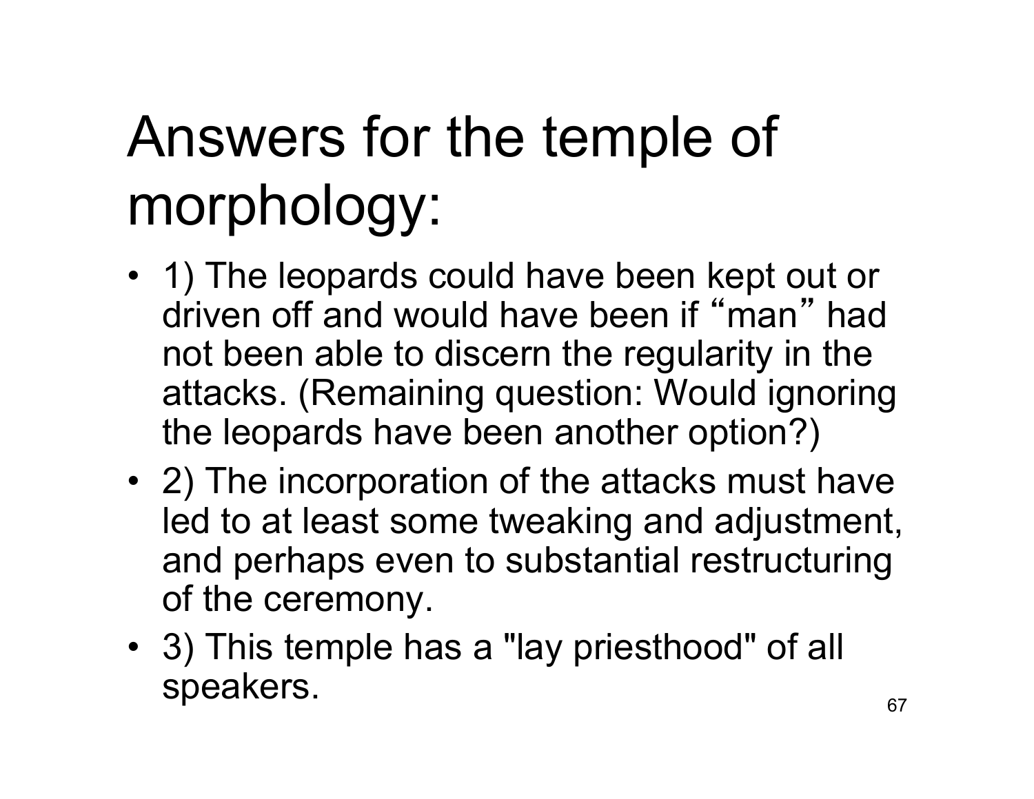# Answers for the temple of morphology:

- 1) The leopards could have been kept out or driven off and would have been if “man” had not been able to discern the regularity in the attacks. (Remaining question: Would ignoring the leopards have been another option?)
- 2) The incorporation of the attacks must have led to at least some tweaking and adjustment, and perhaps even to substantial restructuring of the ceremony.
- 3) This temple has a "lay priesthood" of all speakers.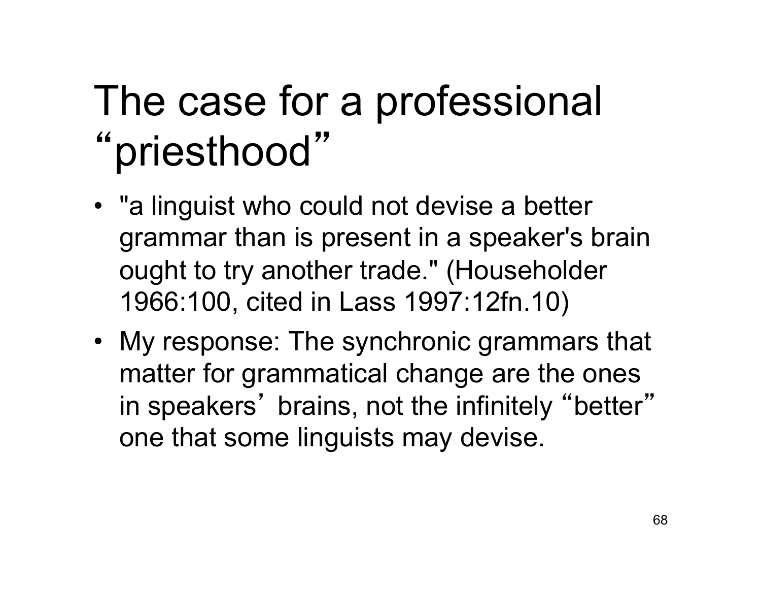# The case for a professional "priesthood"

- "a linguist who could not devise a better grammar than is present in a speaker's brain ought to try another trade." (Householder 1966:100, cited in Lass 1997:12fn.10)
- My response: The synchronic grammars that matter for grammatical change are the ones in speakers' brains, not the infinitely "better" one that some linguists may devise.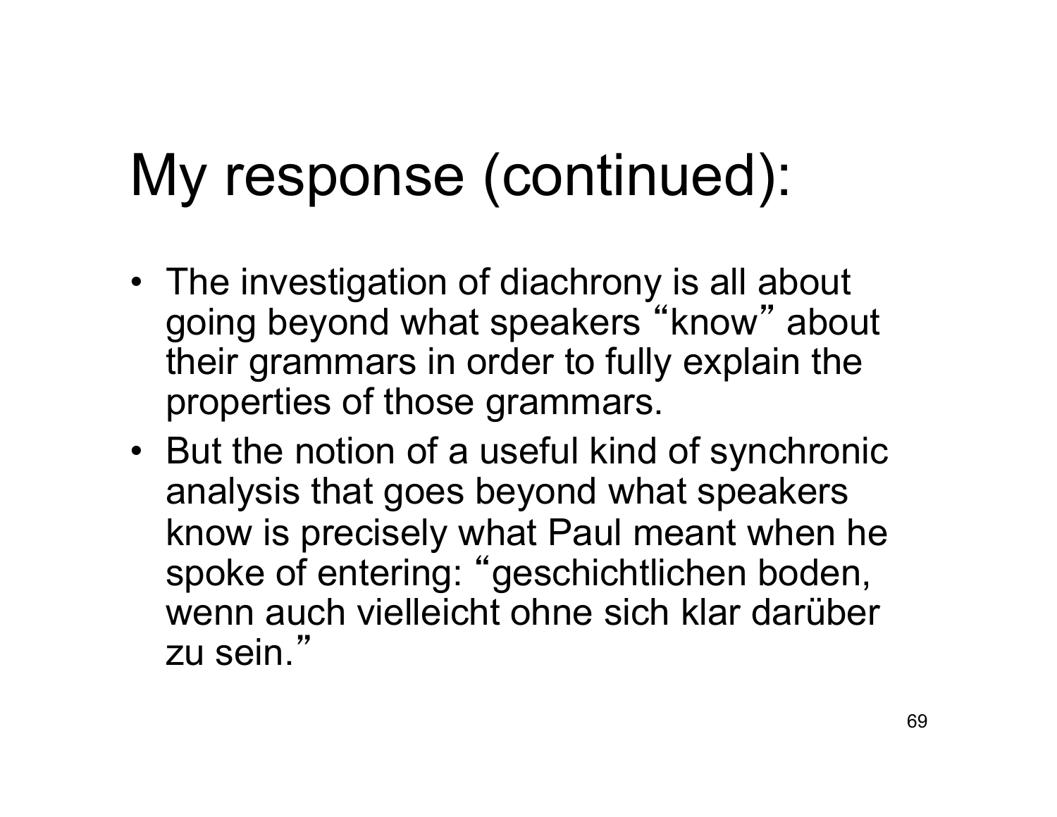# My response (continued):

- The investigation of diachrony is all about going beyond what speakers "know" about their grammars in order to fully explain the properties of those grammars.
- But the notion of a useful kind of synchronic analysis that goes beyond what speakers know is precisely what Paul meant when he spoke of entering: "geschichtlichen boden, wenn auch vielleicht ohne sich klar darüber zu sein."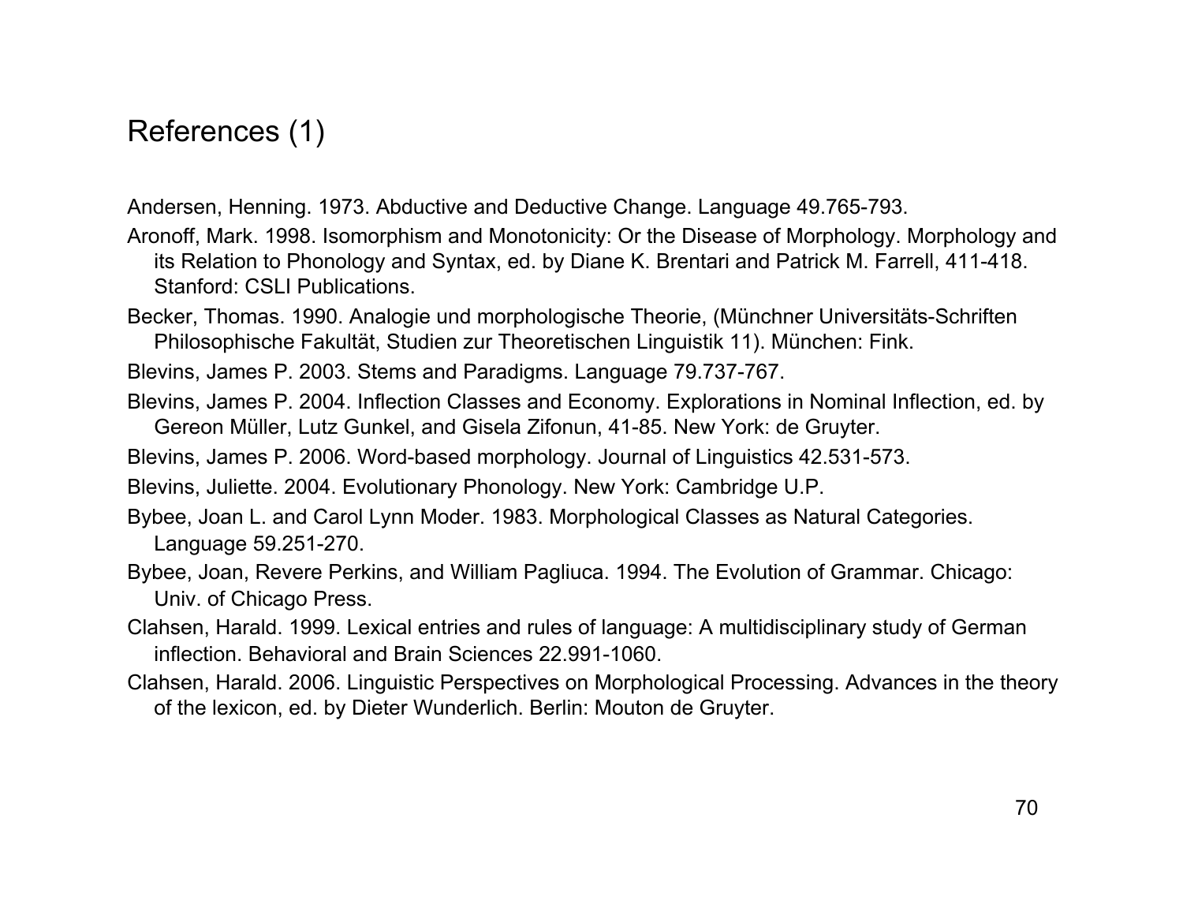# References (1)

Andersen, Henning. 1973. Abductive and Deductive Change. Language 49.765-793.

Aronoff, Mark. 1998. Isomorphism and Monotonicity: Or the Disease of Morphology. Morphology and its Relation to Phonology and Syntax, ed. by Diane K. Brentari and Patrick M. Farrell, 411-418. Stanford: CSLI Publications.

Becker, Thomas. 1990. Analogie und morphologische Theorie, (Münchner Universitäts-Schriften Philosophische Fakultät, Studien zur Theoretischen Linguistik 11). München: Fink.

Blevins, James P. 2003. Stems and Paradigms. Language 79.737-767.

Blevins, James P. 2004. Inflection Classes and Economy. Explorations in Nominal Inflection, ed. by Gereon Müller, Lutz Gunkel, and Gisela Zifonun, 41-85. New York: de Gruyter.

Blevins, James P. 2006. Word-based morphology. Journal of Linguistics 42.531-573.

Blevins, Juliette. 2004. Evolutionary Phonology. New York: Cambridge U.P.

Bybee, Joan L. and Carol Lynn Moder. 1983. Morphological Classes as Natural Categories. Language 59.251-270.

Bybee, Joan, Revere Perkins, and William Pagliuca. 1994. The Evolution of Grammar. Chicago: Univ. of Chicago Press.

Clahsen, Harald. 1999. Lexical entries and rules of language: A multidisciplinary study of German inflection. Behavioral and Brain Sciences 22.991-1060.

Clahsen, Harald. 2006. Linguistic Perspectives on Morphological Processing. Advances in the theory of the lexicon, ed. by Dieter Wunderlich. Berlin: Mouton de Gruyter.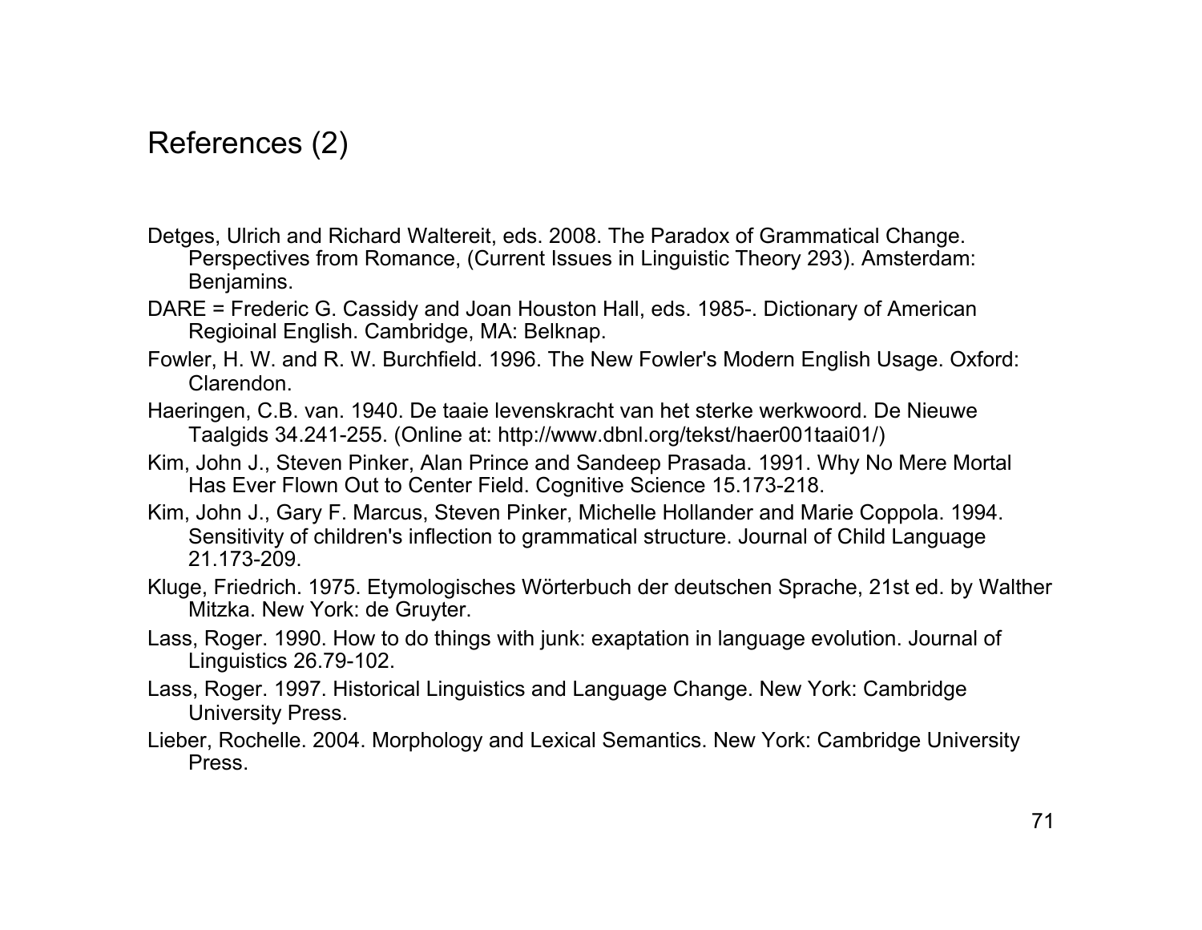# References (2)

Detges, Ulrich and Richard Waltereit, eds. 2008. The Paradox of Grammatical Change. Perspectives from Romance, (Current Issues in Linguistic Theory 293). Amsterdam: Benjamins.

DARE = Frederic G. Cassidy and Joan Houston Hall, eds. 1985-. Dictionary of American Regioinal English. Cambridge, MA: Belknap.

Fowler, H. W. and R. W. Burchfield. 1996. The New Fowler's Modern English Usage. Oxford: Clarendon.

Haeringen, C.B. van. 1940. De taaie levenskracht van het sterke werkwoord. De Nieuwe Taalgids 34.241-255. (Online at: http://www.dbnl.org/tekst/haer001taai01/)

Kim, John J., Steven Pinker, Alan Prince and Sandeep Prasada. 1991. Why No Mere Mortal Has Ever Flown Out to Center Field. Cognitive Science 15.173-218.

Kim, John J., Gary F. Marcus, Steven Pinker, Michelle Hollander and Marie Coppola. 1994. Sensitivity of children's inflection to grammatical structure. Journal of Child Language 21.173-209.

Kluge, Friedrich. 1975. Etymologisches Wörterbuch der deutschen Sprache, 21st ed. by Walther Mitzka. New York: de Gruyter.

Lass, Roger. 1990. How to do things with junk: exaptation in language evolution. Journal of Linguistics 26.79-102.

Lass, Roger. 1997. Historical Linguistics and Language Change. New York: Cambridge University Press.

Lieber, Rochelle. 2004. Morphology and Lexical Semantics. New York: Cambridge University Press.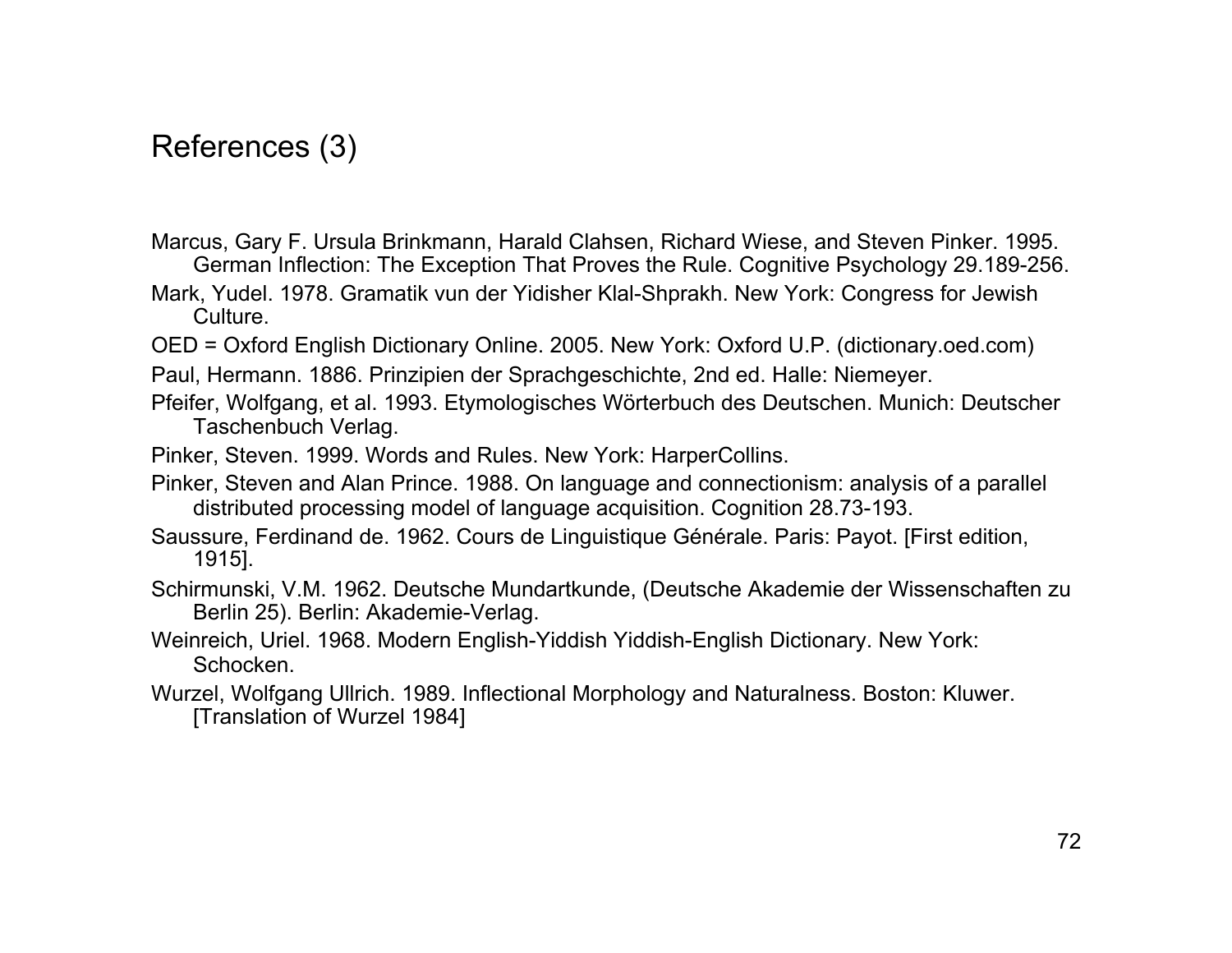# References (3)

Marcus, Gary F. Ursula Brinkmann, Harald Clahsen, Richard Wiese, and Steven Pinker. 1995. German Inflection: The Exception That Proves the Rule. Cognitive Psychology 29.189-256.

Mark, Yudel. 1978. Gramatik vun der Yidisher Klal-Shprakh. New York: Congress for Jewish Culture.

OED = Oxford English Dictionary Online. 2005. New York: Oxford U.P. (dictionary.oed.com)

Paul, Hermann. 1886. Prinzipien der Sprachgeschichte, 2nd ed. Halle: Niemeyer.

Pfeifer, Wolfgang, et al. 1993. Etymologisches Wörterbuch des Deutschen. Munich: Deutscher Taschenbuch Verlag.

Pinker, Steven. 1999. Words and Rules. New York: HarperCollins.

Pinker, Steven and Alan Prince. 1988. On language and connectionism: analysis of a parallel distributed processing model of language acquisition. Cognition 28.73-193.

Saussure, Ferdinand de. 1962. Cours de Linguistique Générale. Paris: Payot. [First edition, 1915].

Schirmunski, V.M. 1962. Deutsche Mundartkunde, (Deutsche Akademie der Wissenschaften zu Berlin 25). Berlin: Akademie-Verlag.

Weinreich, Uriel. 1968. Modern English-Yiddish Yiddish-English Dictionary. New York: Schocken.

Wurzel, Wolfgang Ullrich. 1989. Inflectional Morphology and Naturalness. Boston: Kluwer. [Translation of Wurzel 1984]